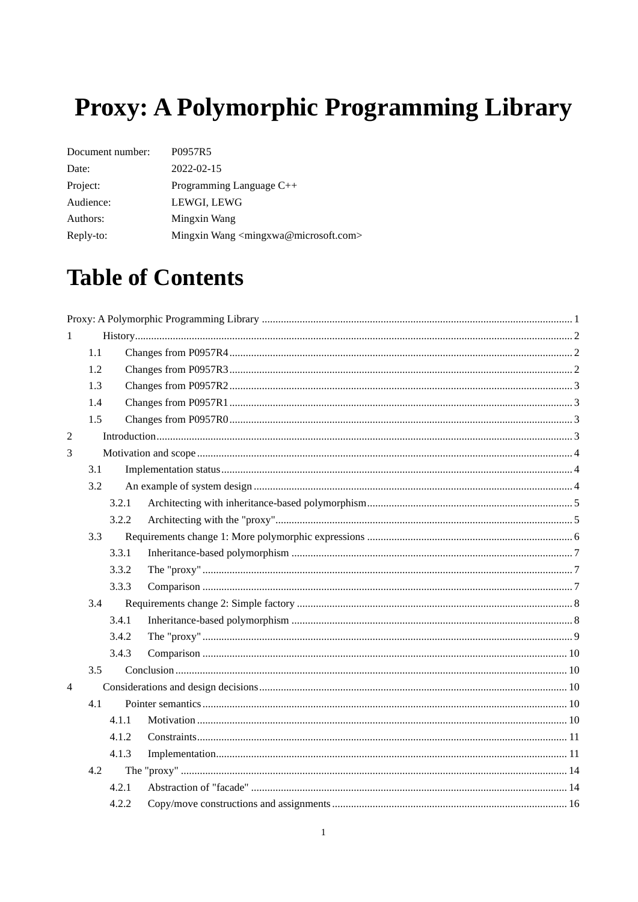# Proxy: A Polymorphic Programming Library

| | |
|---|---|
| Document number: | P0957R5 |
| Date: | 2022-02-15 |
| Project: | Programming Language C++ |
| Audience: | LEWGI, LEWG |
| Authors: | Mingxin Wang |
| Reply-to: | Mingxin Wang <mingxwa@microsoft.com> |

# Table of Contents

Proxy: A Polymorphic Programming Library ..... 1

1 History ..... 2
- 1.1 Changes from P0957R4 ..... 2
- 1.2 Changes from P0957R3 ..... 2
- 1.3 Changes from P0957R2 ..... 3
- 1.4 Changes from P0957R1 ..... 3
- 1.5 Changes from P0957R0 ..... 3

2 Introduction ..... 3

3 Motivation and scope ..... 4
- 3.1 Implementation status ..... 4
- 3.2 An example of system design ..... 4
  - 3.2.1 Architecting with inheritance-based polymorphism ..... 5
  - 3.2.2 Architecting with the "proxy" ..... 5
- 3.3 Requirements change 1: More polymorphic expressions ..... 6
  - 3.3.1 Inheritance-based polymorphism ..... 7
  - 3.3.2 The "proxy" ..... 7
  - 3.3.3 Comparison ..... 7
- 3.4 Requirements change 2: Simple factory ..... 8
  - 3.4.1 Inheritance-based polymorphism ..... 8
  - 3.4.2 The "proxy" ..... 9
  - 3.4.3 Comparison ..... 10
- 3.5 Conclusion ..... 10

4 Considerations and design decisions ..... 10
- 4.1 Pointer semantics ..... 10
  - 4.1.1 Motivation ..... 10
  - 4.1.2 Constraints ..... 11
  - 4.1.3 Implementation ..... 11
- 4.2 The "proxy" ..... 14
  - 4.2.1 Abstraction of "facade" ..... 14
  - 4.2.2 Copy/move constructions and assignments ..... 16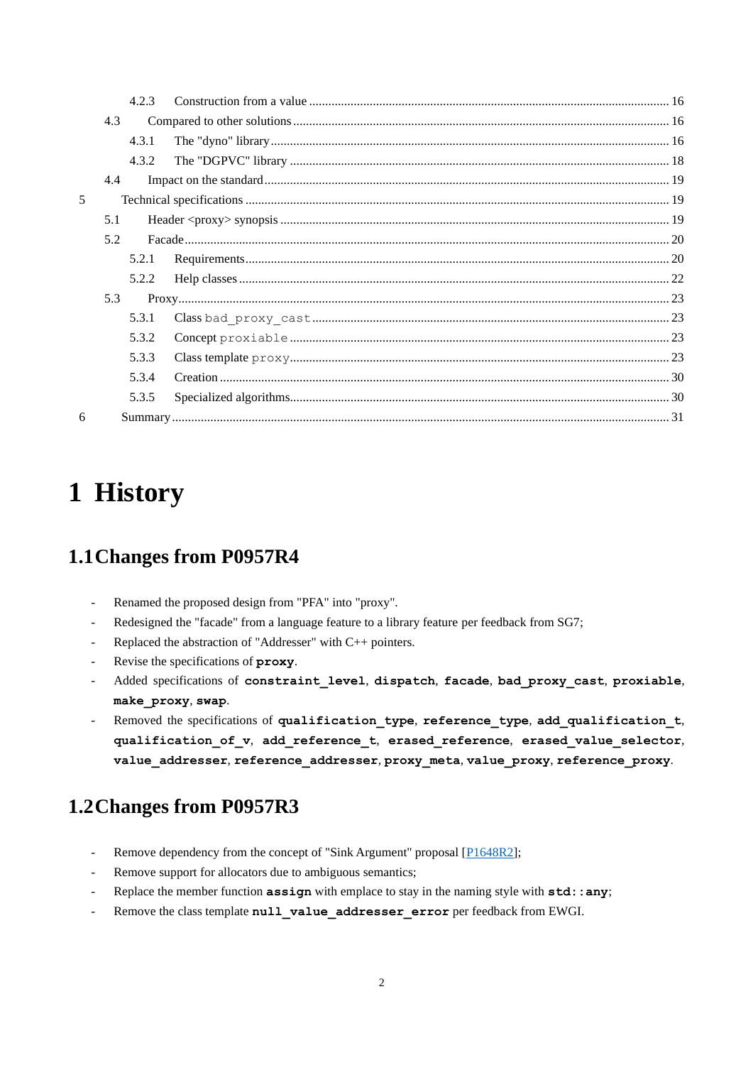4.2.3 Construction from a value ..... 16

4.3 Compared to other solutions ..... 16

4.3.1 The "dyno" library ..... 16

4.3.2 The "DGPVC" library ..... 18

4.4 Impact on the standard ..... 19

5 Technical specifications ..... 19

5.1 Header <proxy> synopsis ..... 19

5.2 Facade ..... 20

5.2.1 Requirements ..... 20

5.2.2 Help classes ..... 22

5.3 Proxy ..... 23

5.3.1 Class `bad_proxy_cast` ..... 23

5.3.2 Concept `proxiable` ..... 23

5.3.3 Class template `proxy` ..... 23

5.3.4 Creation ..... 30

5.3.5 Specialized algorithms ..... 30

6 Summary ..... 31

# 1 History

## 1.1 Changes from P0957R4

- Renamed the proposed design from "PFA" into "proxy".
- Redesigned the "facade" from a language feature to a library feature per feedback from SG7;
- Replaced the abstraction of "Addresser" with C++ pointers.
- Revise the specifications of **`proxy`**.
- Added specifications of **`constraint_level`**, **`dispatch`**, **`facade`**, **`bad_proxy_cast`**, **`proxiable`**, **`make_proxy`**, **`swap`**.
- Removed the specifications of **`qualification_type`**, **`reference_type`**, **`add_qualification_t`**, **`qualification_of_v`**, **`add_reference_t`**, **`erased_reference`**, **`erased_value_selector`**, **`value_addresser`**, **`reference_addresser`**, **`proxy_meta`**, **`value_proxy`**, **`reference_proxy`**.

## 1.2 Changes from P0957R3

- Remove dependency from the concept of "Sink Argument" proposal [P1648R2];
- Remove support for allocators due to ambiguous semantics;
- Replace the member function **`assign`** with emplace to stay in the naming style with **`std::any`**;
- Remove the class template **`null_value_addresser_error`** per feedback from EWGI.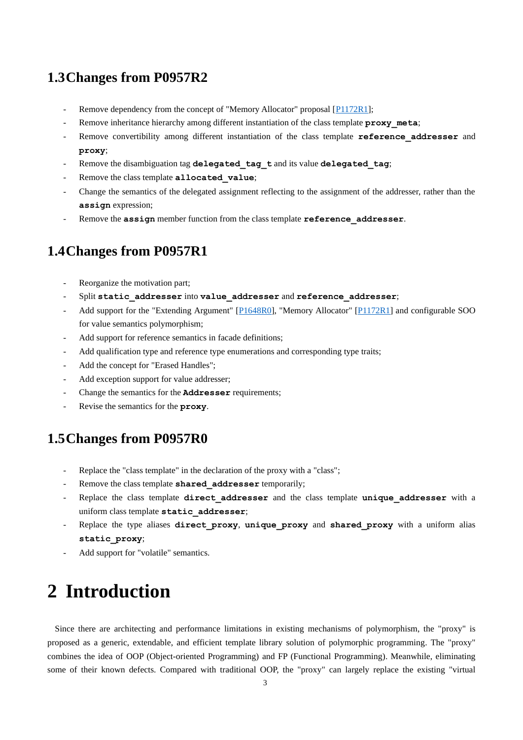## 1.3 Changes from P0957R2

- Remove dependency from the concept of "Memory Allocator" proposal [P1172R1];
- Remove inheritance hierarchy among different instantiation of the class template `proxy_meta`;
- Remove convertibility among different instantiation of the class template `reference_addresser` and `proxy`;
- Remove the disambiguation tag `delegated_tag_t` and its value `delegated_tag`;
- Remove the class template `allocated_value`;
- Change the semantics of the delegated assignment reflecting to the assignment of the addresser, rather than the `assign` expression;
- Remove the `assign` member function from the class template `reference_addresser`.

## 1.4 Changes from P0957R1

- Reorganize the motivation part;
- Split `static_addresser` into `value_addresser` and `reference_addresser`;
- Add support for the "Extending Argument" [P1648R0], "Memory Allocator" [P1172R1] and configurable SOO for value semantics polymorphism;
- Add support for reference semantics in facade definitions;
- Add qualification type and reference type enumerations and corresponding type traits;
- Add the concept for "Erased Handles";
- Add exception support for value addresser;
- Change the semantics for the `Addresser` requirements;
- Revise the semantics for the `proxy`.

## 1.5 Changes from P0957R0

- Replace the "class template" in the declaration of the proxy with a "class";
- Remove the class template `shared_addresser` temporarily;
- Replace the class template `direct_addresser` and the class template `unique_addresser` with a uniform class template `static_addresser`;
- Replace the type aliases `direct_proxy`, `unique_proxy` and `shared_proxy` with a uniform alias `static_proxy`;
- Add support for "volatile" semantics.

# 2 Introduction

Since there are architecting and performance limitations in existing mechanisms of polymorphism, the "proxy" is proposed as a generic, extendable, and efficient template library solution of polymorphic programming. The "proxy" combines the idea of OOP (Object-oriented Programming) and FP (Functional Programming). Meanwhile, eliminating some of their known defects. Compared with traditional OOP, the "proxy" can largely replace the existing "virtual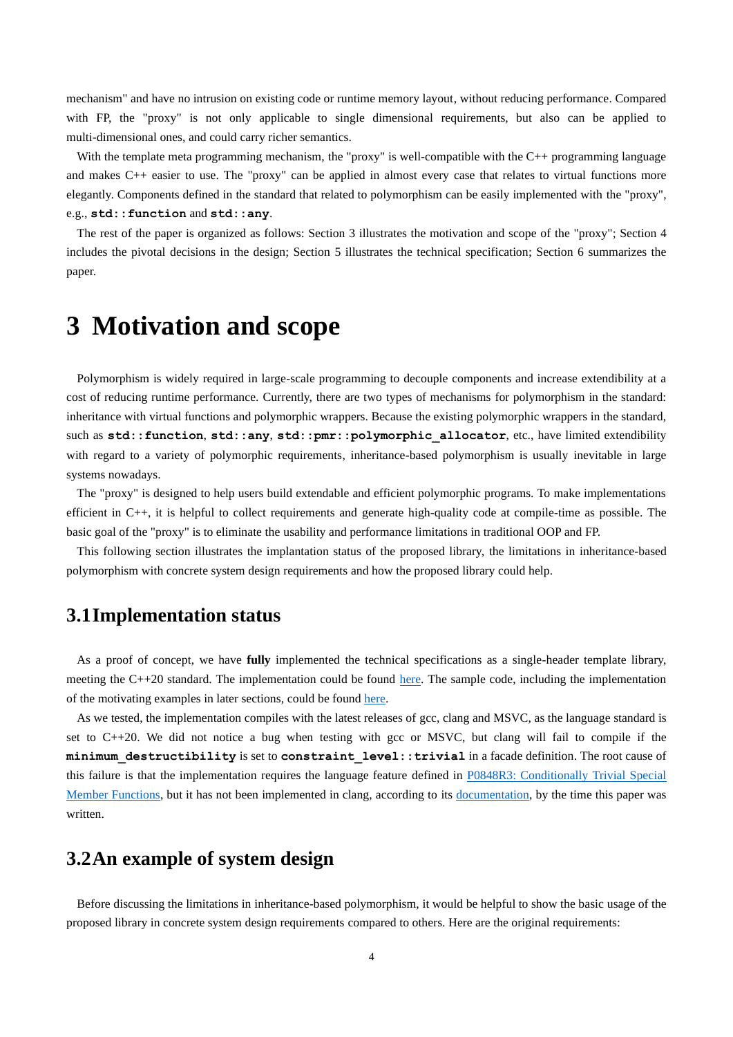mechanism" and have no intrusion on existing code or runtime memory layout, without reducing performance. Compared with FP, the "proxy" is not only applicable to single dimensional requirements, but also can be applied to multi-dimensional ones, and could carry richer semantics.

With the template meta programming mechanism, the "proxy" is well-compatible with the C++ programming language and makes C++ easier to use. The "proxy" can be applied in almost every case that relates to virtual functions more elegantly. Components defined in the standard that related to polymorphism can be easily implemented with the "proxy", e.g., **`std::function`** and **`std::any`**.

The rest of the paper is organized as follows: Section 3 illustrates the motivation and scope of the "proxy"; Section 4 includes the pivotal decisions in the design; Section 5 illustrates the technical specification; Section 6 summarizes the paper.

# 3 Motivation and scope

Polymorphism is widely required in large-scale programming to decouple components and increase extendibility at a cost of reducing runtime performance. Currently, there are two types of mechanisms for polymorphism in the standard: inheritance with virtual functions and polymorphic wrappers. Because the existing polymorphic wrappers in the standard, such as **`std::function`**, **`std::any`**, **`std::pmr::polymorphic_allocator`**, etc., have limited extendibility with regard to a variety of polymorphic requirements, inheritance-based polymorphism is usually inevitable in large systems nowadays.

The "proxy" is designed to help users build extendable and efficient polymorphic programs. To make implementations efficient in C++, it is helpful to collect requirements and generate high-quality code at compile-time as possible. The basic goal of the "proxy" is to eliminate the usability and performance limitations in traditional OOP and FP.

This following section illustrates the implantation status of the proposed library, the limitations in inheritance-based polymorphism with concrete system design requirements and how the proposed library could help.

## 3.1 Implementation status

As a proof of concept, we have **fully** implemented the technical specifications as a single-header template library, meeting the C++20 standard. The implementation could be found here. The sample code, including the implementation of the motivating examples in later sections, could be found here.

As we tested, the implementation compiles with the latest releases of gcc, clang and MSVC, as the language standard is set to C++20. We did not notice a bug when testing with gcc or MSVC, but clang will fail to compile if the **`minimum_destructibility`** is set to **`constraint_level::trivial`** in a facade definition. The root cause of this failure is that the implementation requires the language feature defined in P0848R3: Conditionally Trivial Special Member Functions, but it has not been implemented in clang, according to its documentation, by the time this paper was written.

## 3.2 An example of system design

Before discussing the limitations in inheritance-based polymorphism, it would be helpful to show the basic usage of the proposed library in concrete system design requirements compared to others. Here are the original requirements: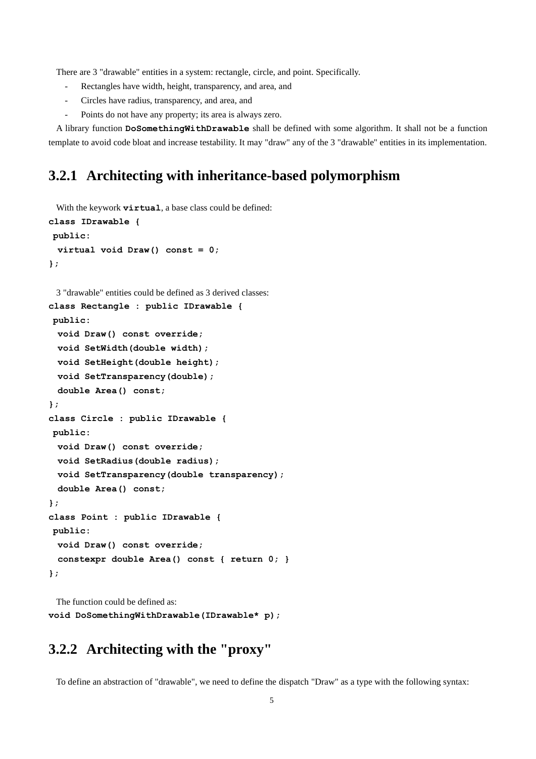There are 3 "drawable" entities in a system: rectangle, circle, and point. Specifically.

- Rectangles have width, height, transparency, and area, and
- Circles have radius, transparency, and area, and
- Points do not have any property; its area is always zero.

A library function **DoSomethingWithDrawable** shall be defined with some algorithm. It shall not be a function template to avoid code bloat and increase testability. It may "draw" any of the 3 "drawable" entities in its implementation.

### 3.2.1 Architecting with inheritance-based polymorphism

With the keywork **virtual**, a base class could be defined:

```
class IDrawable {
 public:
  virtual void Draw() const = 0;
};
```

3 "drawable" entities could be defined as 3 derived classes:

```
class Rectangle : public IDrawable {
 public:
  void Draw() const override;
  void SetWidth(double width);
  void SetHeight(double height);
  void SetTransparency(double);
  double Area() const;
};
class Circle : public IDrawable {
 public:
  void Draw() const override;
  void SetRadius(double radius);
  void SetTransparency(double transparency);
  double Area() const;
};
class Point : public IDrawable {
 public:
  void Draw() const override;
  constexpr double Area() const { return 0; }
};
```

The function could be defined as:

```
void DoSomethingWithDrawable(IDrawable* p);
```

### 3.2.2 Architecting with the "proxy"

To define an abstraction of "drawable", we need to define the dispatch "Draw" as a type with the following syntax: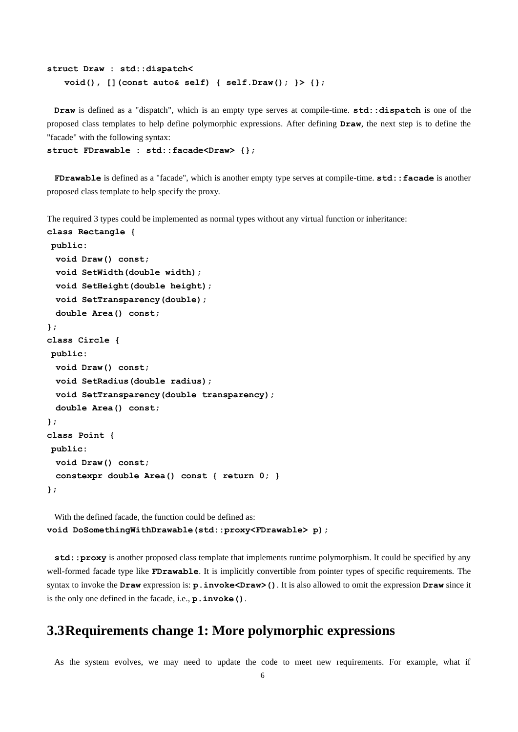```
struct Draw : std::dispatch<
    void(), [](const auto& self) { self.Draw(); }> {};
```

**Draw** is defined as a "dispatch", which is an empty type serves at compile-time. **std::dispatch** is one of the proposed class templates to help define polymorphic expressions. After defining **Draw**, the next step is to define the "facade" with the following syntax:

```
struct FDrawable : std::facade<Draw> {};
```

**FDrawable** is defined as a "facade", which is another empty type serves at compile-time. **std::facade** is another proposed class template to help specify the proxy.

The required 3 types could be implemented as normal types without any virtual function or inheritance:

```
class Rectangle {
 public:
  void Draw() const;
  void SetWidth(double width);
  void SetHeight(double height);
  void SetTransparency(double);
  double Area() const;
};
class Circle {
 public:
  void Draw() const;
  void SetRadius(double radius);
  void SetTransparency(double transparency);
  double Area() const;
};
class Point {
 public:
  void Draw() const;
  constexpr double Area() const { return 0; }
};
```

With the defined facade, the function could be defined as:

```
void DoSomethingWithDrawable(std::proxy<FDrawable> p);
```

**std::proxy** is another proposed class template that implements runtime polymorphism. It could be specified by any well-formed facade type like **FDrawable**. It is implicitly convertible from pointer types of specific requirements. The syntax to invoke the **Draw** expression is: **p.invoke<Draw>()**. It is also allowed to omit the expression **Draw** since it is the only one defined in the facade, i.e., **p.invoke()**.

## 3.3 Requirements change 1: More polymorphic expressions

As the system evolves, we may need to update the code to meet new requirements. For example, what if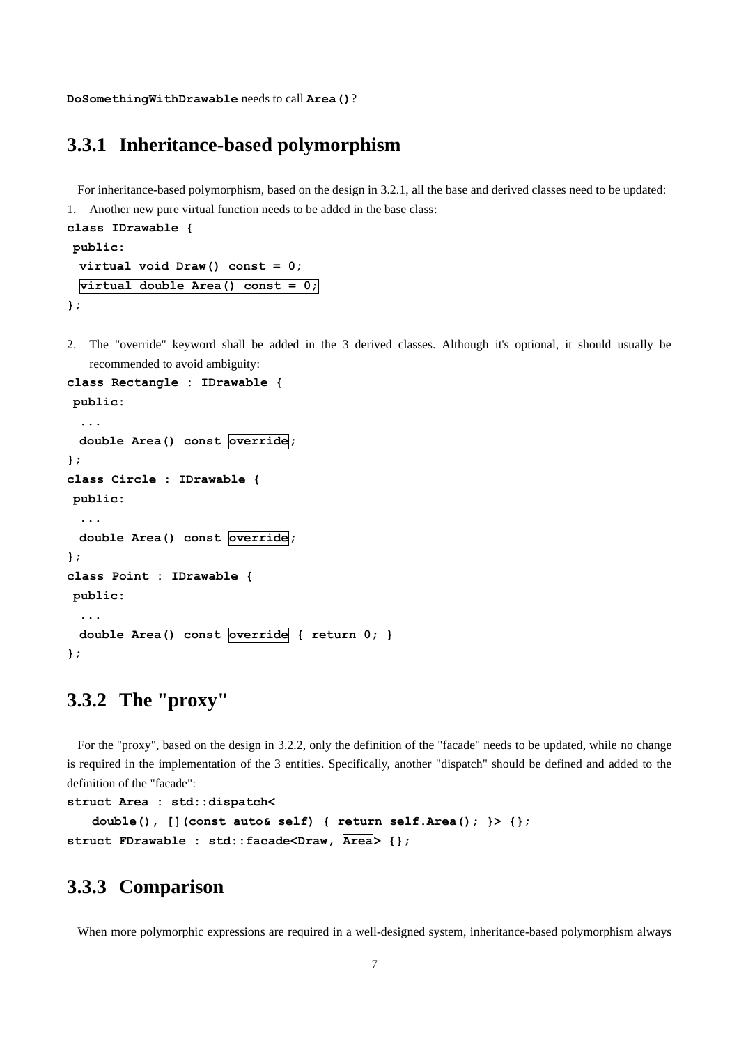**DoSomethingWithDrawable** needs to call **Area()**?

### 3.3.1 Inheritance-based polymorphism

For inheritance-based polymorphism, based on the design in 3.2.1, all the base and derived classes need to be updated:

1. Another new pure virtual function needs to be added in the base class:

```
class IDrawable {
 public:
  virtual void Draw() const = 0;
  virtual double Area() const = 0;
};
```

2. The "override" keyword shall be added in the 3 derived classes. Although it's optional, it should usually be recommended to avoid ambiguity:

```
class Rectangle : IDrawable {
 public:
  ...
  double Area() const override;
};
class Circle : IDrawable {
 public:
  ...
  double Area() const override;
};
class Point : IDrawable {
 public:
  ...
  double Area() const override { return 0; }
};
```

### 3.3.2 The "proxy"

For the "proxy", based on the design in 3.2.2, only the definition of the "facade" needs to be updated, while no change is required in the implementation of the 3 entities. Specifically, another "dispatch" should be defined and added to the definition of the "facade":

```
struct Area : std::dispatch<
    double(), [](const auto& self) { return self.Area(); }> {};
struct FDrawable : std::facade<Draw, Area> {};
```

### 3.3.3 Comparison

When more polymorphic expressions are required in a well-designed system, inheritance-based polymorphism always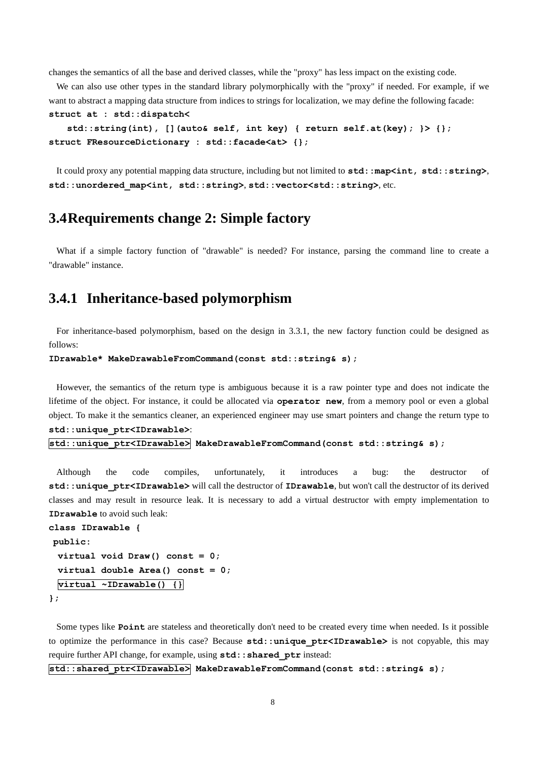changes the semantics of all the base and derived classes, while the "proxy" has less impact on the existing code.

We can also use other types in the standard library polymorphically with the "proxy" if needed. For example, if we want to abstract a mapping data structure from indices to strings for localization, we may define the following facade:

```
struct at : std::dispatch<
    std::string(int), [](auto& self, int key) { return self.at(key); }> {};
struct FResourceDictionary : std::facade<at> {};
```

It could proxy any potential mapping data structure, including but not limited to **std::map<int, std::string>**, **std::unordered_map<int, std::string>**, **std::vector<std::string>**, etc.

## 3.4 Requirements change 2: Simple factory

What if a simple factory function of "drawable" is needed? For instance, parsing the command line to create a "drawable" instance.

### 3.4.1 Inheritance-based polymorphism

For inheritance-based polymorphism, based on the design in 3.3.1, the new factory function could be designed as follows:

```
IDrawable* MakeDrawableFromCommand(const std::string& s);
```

However, the semantics of the return type is ambiguous because it is a raw pointer type and does not indicate the lifetime of the object. For instance, it could be allocated via **operator new**, from a memory pool or even a global object. To make it the semantics cleaner, an experienced engineer may use smart pointers and change the return type to **std::unique_ptr<IDrawable>**:

```
std::unique_ptr<IDrawable> MakeDrawableFromCommand(const std::string& s);
```

Although the code compiles, unfortunately, it introduces a bug: the destructor of **std::unique_ptr<IDrawable>** will call the destructor of **IDrawable**, but won't call the destructor of its derived classes and may result in resource leak. It is necessary to add a virtual destructor with empty implementation to **IDrawable** to avoid such leak:

```
class IDrawable {
 public:
  virtual void Draw() const = 0;
  virtual double Area() const = 0;
  virtual ~IDrawable() {}
};
```

Some types like **Point** are stateless and theoretically don't need to be created every time when needed. Is it possible to optimize the performance in this case? Because **std::unique_ptr<IDrawable>** is not copyable, this may require further API change, for example, using **std::shared_ptr** instead:

```
std::shared_ptr<IDrawable> MakeDrawableFromCommand(const std::string& s);
```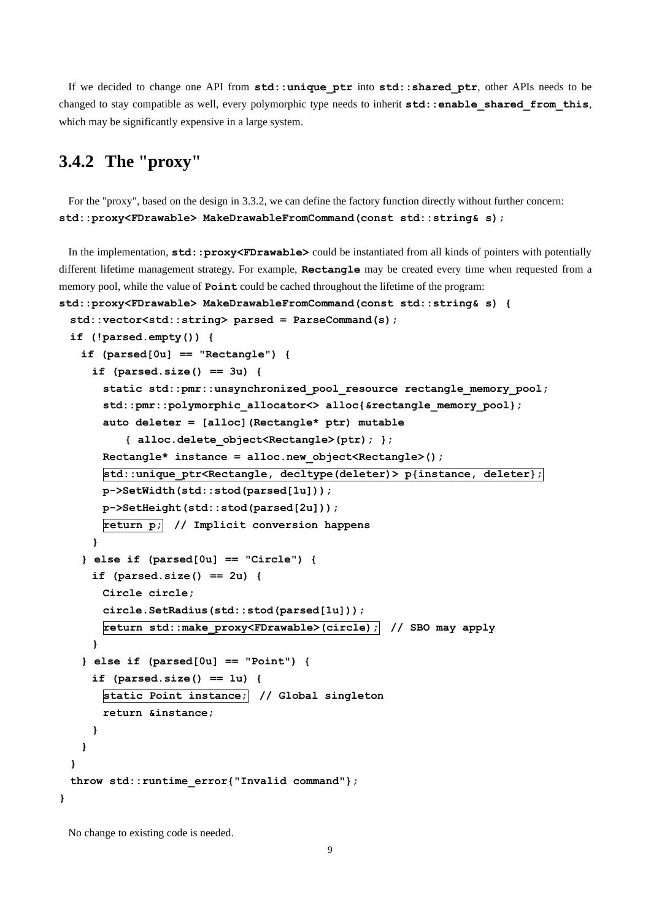If we decided to change one API from **std::unique_ptr** into **std::shared_ptr**, other APIs needs to be changed to stay compatible as well, every polymorphic type needs to inherit **std::enable_shared_from_this**, which may be significantly expensive in a large system.

### 3.4.2 The "proxy"

For the "proxy", based on the design in 3.3.2, we can define the factory function directly without further concern:

```
std::proxy<FDrawable> MakeDrawableFromCommand(const std::string& s);
```

In the implementation, **std::proxy<FDrawable>** could be instantiated from all kinds of pointers with potentially different lifetime management strategy. For example, **Rectangle** may be created every time when requested from a memory pool, while the value of **Point** could be cached throughout the lifetime of the program:

```
std::proxy<FDrawable> MakeDrawableFromCommand(const std::string& s) {
  std::vector<std::string> parsed = ParseCommand(s);
  if (!parsed.empty()) {
    if (parsed[0u] == "Rectangle") {
      if (parsed.size() == 3u) {
        static std::pmr::unsynchronized_pool_resource rectangle_memory_pool;
        std::pmr::polymorphic_allocator<> alloc{&rectangle_memory_pool};
        auto deleter = [alloc](Rectangle* ptr) mutable
            { alloc.delete_object<Rectangle>(ptr); };
        Rectangle* instance = alloc.new_object<Rectangle>();
        std::unique_ptr<Rectangle, decltype(deleter)> p{instance, deleter};
        p->SetWidth(std::stod(parsed[1u]));
        p->SetHeight(std::stod(parsed[2u]));
        return p;  // Implicit conversion happens
      }
    } else if (parsed[0u] == "Circle") {
      if (parsed.size() == 2u) {
        Circle circle;
        circle.SetRadius(std::stod(parsed[1u]));
        return std::make_proxy<FDrawable>(circle);  // SBO may apply
      }
    } else if (parsed[0u] == "Point") {
      if (parsed.size() == 1u) {
        static Point instance;  // Global singleton
        return &instance;
      }
    }
  }
  throw std::runtime_error{"Invalid command"};
}
```

No change to existing code is needed.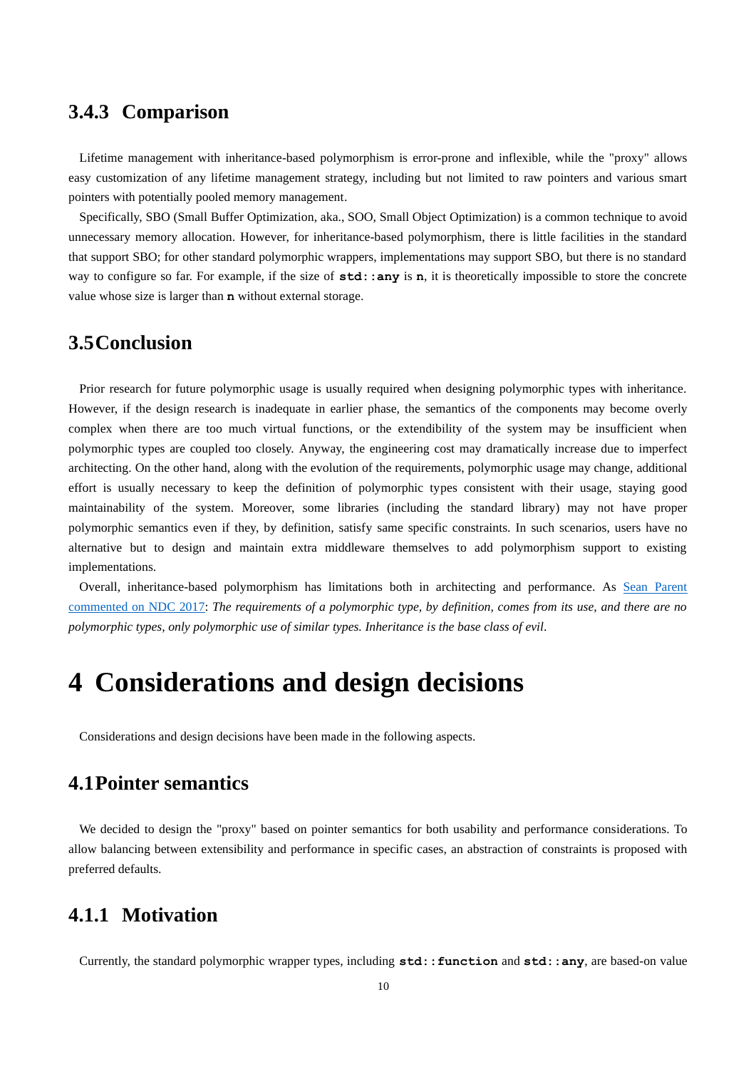### 3.4.3 Comparison

Lifetime management with inheritance-based polymorphism is error-prone and inflexible, while the "proxy" allows easy customization of any lifetime management strategy, including but not limited to raw pointers and various smart pointers with potentially pooled memory management.

Specifically, SBO (Small Buffer Optimization, aka., SOO, Small Object Optimization) is a common technique to avoid unnecessary memory allocation. However, for inheritance-based polymorphism, there is little facilities in the standard that support SBO; for other standard polymorphic wrappers, implementations may support SBO, but there is no standard way to configure so far. For example, if the size of **`std::any`** is **`n`**, it is theoretically impossible to store the concrete value whose size is larger than **`n`** without external storage.

## 3.5 Conclusion

Prior research for future polymorphic usage is usually required when designing polymorphic types with inheritance. However, if the design research is inadequate in earlier phase, the semantics of the components may become overly complex when there are too much virtual functions, or the extendibility of the system may be insufficient when polymorphic types are coupled too closely. Anyway, the engineering cost may dramatically increase due to imperfect architecting. On the other hand, along with the evolution of the requirements, polymorphic usage may change, additional effort is usually necessary to keep the definition of polymorphic types consistent with their usage, staying good maintainability of the system. Moreover, some libraries (including the standard library) may not have proper polymorphic semantics even if they, by definition, satisfy same specific constraints. In such scenarios, users have no alternative but to design and maintain extra middleware themselves to add polymorphism support to existing implementations.

Overall, inheritance-based polymorphism has limitations both in architecting and performance. As Sean Parent commented on NDC 2017: *The requirements of a polymorphic type, by definition, comes from its use, and there are no polymorphic types, only polymorphic use of similar types. Inheritance is the base class of evil*.

# 4 Considerations and design decisions

Considerations and design decisions have been made in the following aspects.

## 4.1 Pointer semantics

We decided to design the "proxy" based on pointer semantics for both usability and performance considerations. To allow balancing between extensibility and performance in specific cases, an abstraction of constraints is proposed with preferred defaults.

### 4.1.1 Motivation

Currently, the standard polymorphic wrapper types, including **`std::function`** and **`std::any`**, are based-on value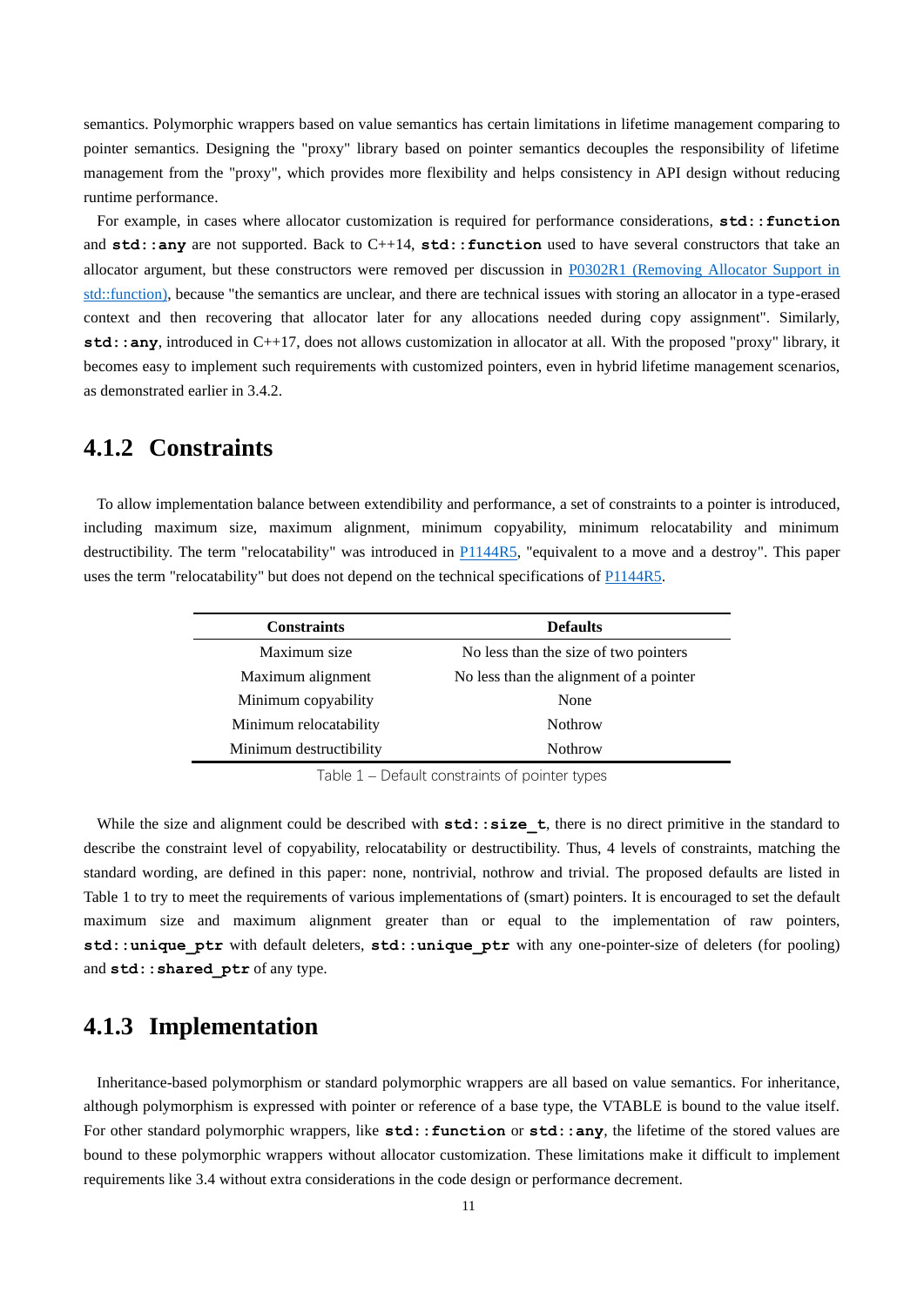semantics. Polymorphic wrappers based on value semantics has certain limitations in lifetime management comparing to pointer semantics. Designing the "proxy" library based on pointer semantics decouples the responsibility of lifetime management from the "proxy", which provides more flexibility and helps consistency in API design without reducing runtime performance.

For example, in cases where allocator customization is required for performance considerations, **`std::function`** and **`std::any`** are not supported. Back to C++14, **`std::function`** used to have several constructors that take an allocator argument, but these constructors were removed per discussion in [P0302R1 (Removing Allocator Support in std::function)](), because "the semantics are unclear, and there are technical issues with storing an allocator in a type-erased context and then recovering that allocator later for any allocations needed during copy assignment". Similarly, **`std::any`**, introduced in C++17, does not allows customization in allocator at all. With the proposed "proxy" library, it becomes easy to implement such requirements with customized pointers, even in hybrid lifetime management scenarios, as demonstrated earlier in 3.4.2.

### 4.1.2 Constraints

To allow implementation balance between extendibility and performance, a set of constraints to a pointer is introduced, including maximum size, maximum alignment, minimum copyability, minimum relocatability and minimum destructibility. The term "relocatability" was introduced in [P1144R5](), "equivalent to a move and a destroy". This paper uses the term "relocatability" but does not depend on the technical specifications of [P1144R5]().

| Constraints | Defaults |
|---|---|
| Maximum size | No less than the size of two pointers |
| Maximum alignment | No less than the alignment of a pointer |
| Minimum copyability | None |
| Minimum relocatability | Nothrow |
| Minimum destructibility | Nothrow |

Table 1 – Default constraints of pointer types

While the size and alignment could be described with **`std::size_t`**, there is no direct primitive in the standard to describe the constraint level of copyability, relocatability or destructibility. Thus, 4 levels of constraints, matching the standard wording, are defined in this paper: none, nontrivial, nothrow and trivial. The proposed defaults are listed in Table 1 to try to meet the requirements of various implementations of (smart) pointers. It is encouraged to set the default maximum size and maximum alignment greater than or equal to the implementation of raw pointers, **`std::unique_ptr`** with default deleters, **`std::unique_ptr`** with any one-pointer-size of deleters (for pooling) and **`std::shared_ptr`** of any type.

### 4.1.3 Implementation

Inheritance-based polymorphism or standard polymorphic wrappers are all based on value semantics. For inheritance, although polymorphism is expressed with pointer or reference of a base type, the VTABLE is bound to the value itself. For other standard polymorphic wrappers, like **`std::function`** or **`std::any`**, the lifetime of the stored values are bound to these polymorphic wrappers without allocator customization. These limitations make it difficult to implement requirements like 3.4 without extra considerations in the code design or performance decrement.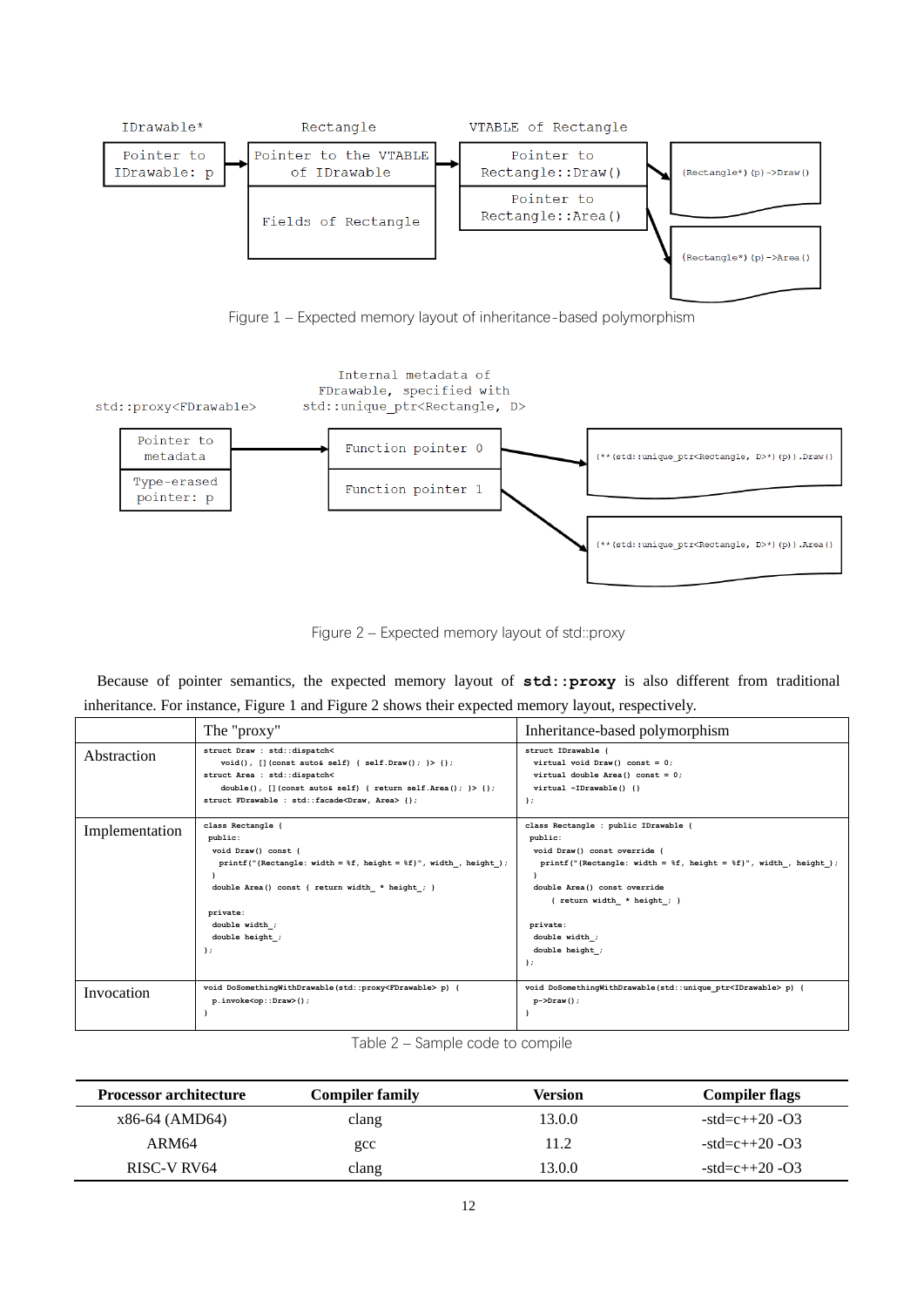IDrawable* | Rectangle | VTABLE of Rectangle

Pointer to IDrawable: p → Pointer to the VTABLE of IDrawable / Fields of Rectangle → Pointer to Rectangle::Draw() / Pointer to Rectangle::Area()

(Rectangle*)(p)->Draw()

(Rectangle*)(p)->Area()

Figure 1 – Expected memory layout of inheritance-based polymorphism

std::proxy<FDrawable> | Internal metadata of FDrawable, specified with std::unique_ptr<Rectangle, D>

Pointer to metadata / Type-erased pointer: p → Function pointer 0 / Function pointer 1

(**(std::unique_ptr<Rectangle, D>*)(p)).Draw()

(**(std::unique_ptr<Rectangle, D>*)(p)).Area()

Figure 2 – Expected memory layout of std::proxy

Because of pointer semantics, the expected memory layout of **std::proxy** is also different from traditional inheritance. For instance, Figure 1 and Figure 2 shows their expected memory layout, respectively.

| | The "proxy" | Inheritance-based polymorphism |
|---|---|---|
| Abstraction | `struct Draw : std::dispatch< void(), [](const auto& self) { self.Draw(); }> {}; struct Area : std::dispatch< double(), [](const auto& self) { return self.Area(); }> {}; struct FDrawable : std::facade<Draw, Area> {};` | `struct IDrawable { virtual void Draw() const = 0; virtual double Area() const = 0; virtual ~IDrawable() {} };` |
| Implementation | `class Rectangle { public: void Draw() const { printf("{Rectangle: width = %f, height = %f}", width_, height_); } double Area() const { return width_ * height_; } private: double width_; double height_; };` | `class Rectangle : public IDrawable { public: void Draw() const override { printf("{Rectangle: width = %f, height = %f}", width_, height_); } double Area() const override { return width_ * height_; } private: double width_; double height_; };` |
| Invocation | `void DoSomethingWithDrawable(std::proxy<FDrawable> p) { p.invoke<op::Draw>(); }` | `void DoSomethingWithDrawable(std::unique_ptr<IDrawable> p) { p->Draw(); }` |

Table 2 – Sample code to compile

| Processor architecture | Compiler family | Version | Compiler flags |
|---|---|---|---|
| x86-64 (AMD64) | clang | 13.0.0 | -std=c++20 -O3 |
| ARM64 | gcc | 11.2 | -std=c++20 -O3 |
| RISC-V RV64 | clang | 13.0.0 | -std=c++20 -O3 |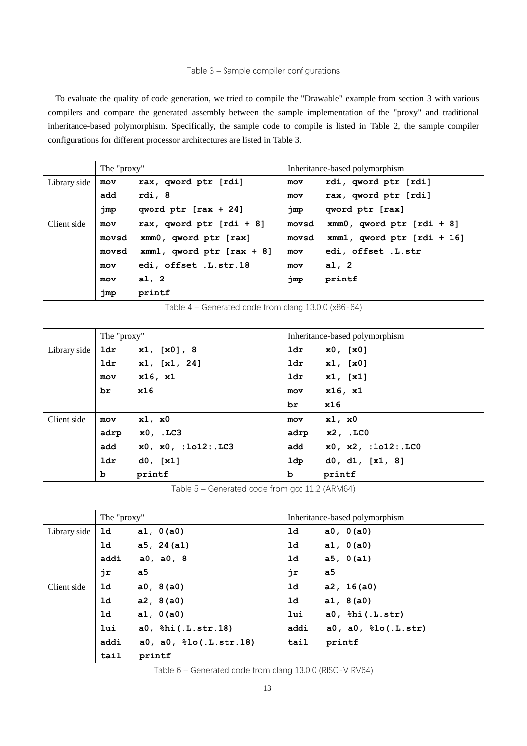Table 3 – Sample compiler configurations

To evaluate the quality of code generation, we tried to compile the "Drawable" example from section 3 with various compilers and compare the generated assembly between the sample implementation of the "proxy" and traditional inheritance-based polymorphism. Specifically, the sample code to compile is listed in Table 2, the sample compiler configurations for different processor architectures are listed in Table 3.

| | The "proxy" | Inheritance-based polymorphism |
|---|---|---|
| Library side | `mov rax, qword ptr [rdi]`<br>`add rdi, 8`<br>`jmp qword ptr [rax + 24]` | `mov rdi, qword ptr [rdi]`<br>`mov rax, qword ptr [rdi]`<br>`jmp qword ptr [rax]` |
| Client side | `mov rax, qword ptr [rdi + 8]`<br>`movsd xmm0, qword ptr [rax]`<br>`movsd xmm1, qword ptr [rax + 8]`<br>`mov edi, offset .L.str.18`<br>`mov al, 2`<br>`jmp printf` | `movsd xmm0, qword ptr [rdi + 8]`<br>`movsd xmm1, qword ptr [rdi + 16]`<br>`mov edi, offset .L.str`<br>`mov al, 2`<br>`jmp printf` |

Table 4 – Generated code from clang 13.0.0 (x86-64)

| | The "proxy" | Inheritance-based polymorphism |
|---|---|---|
| Library side | `ldr x1, [x0], 8`<br>`ldr x1, [x1, 24]`<br>`mov x16, x1`<br>`br x16` | `ldr x0, [x0]`<br>`ldr x1, [x0]`<br>`ldr x1, [x1]`<br>`mov x16, x1`<br>`br x16` |
| Client side | `mov x1, x0`<br>`adrp x0, .LC3`<br>`add x0, x0, :lo12:.LC3`<br>`ldr d0, [x1]`<br>`b printf` | `mov x1, x0`<br>`adrp x2, .LC0`<br>`add x0, x2, :lo12:.LC0`<br>`ldp d0, d1, [x1, 8]`<br>`b printf` |

Table 5 – Generated code from gcc 11.2 (ARM64)

| | The "proxy" | Inheritance-based polymorphism |
|---|---|---|
| Library side | `ld a1, 0(a0)`<br>`ld a5, 24(a1)`<br>`addi a0, a0, 8`<br>`jr a5` | `ld a0, 0(a0)`<br>`ld a1, 0(a0)`<br>`ld a5, 0(a1)`<br>`jr a5` |
| Client side | `ld a0, 8(a0)`<br>`ld a2, 8(a0)`<br>`ld a1, 0(a0)`<br>`lui a0, %hi(.L.str.18)`<br>`addi a0, a0, %lo(.L.str.18)`<br>`tail printf` | `ld a2, 16(a0)`<br>`ld a1, 8(a0)`<br>`lui a0, %hi(.L.str)`<br>`addi a0, a0, %lo(.L.str)`<br>`tail printf` |

Table 6 – Generated code from clang 13.0.0 (RISC-V RV64)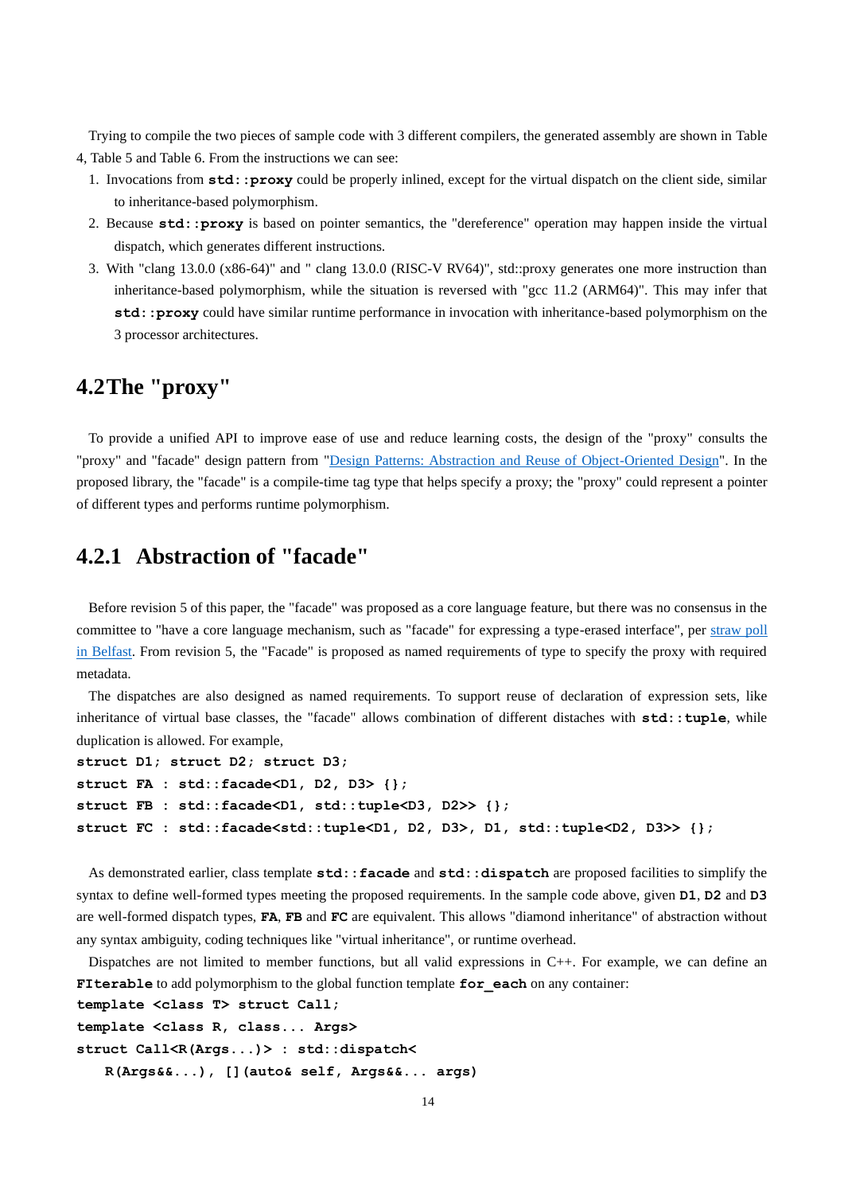Trying to compile the two pieces of sample code with 3 different compilers, the generated assembly are shown in Table 4, Table 5 and Table 6. From the instructions we can see:

1. Invocations from **`std::proxy`** could be properly inlined, except for the virtual dispatch on the client side, similar to inheritance-based polymorphism.
2. Because **`std::proxy`** is based on pointer semantics, the "dereference" operation may happen inside the virtual dispatch, which generates different instructions.
3. With "clang 13.0.0 (x86-64)" and " clang 13.0.0 (RISC-V RV64)", std::proxy generates one more instruction than inheritance-based polymorphism, while the situation is reversed with "gcc 11.2 (ARM64)". This may infer that **`std::proxy`** could have similar runtime performance in invocation with inheritance-based polymorphism on the 3 processor architectures.

## 4.2 The "proxy"

To provide a unified API to improve ease of use and reduce learning costs, the design of the "proxy" consults the "proxy" and "facade" design pattern from "Design Patterns: Abstraction and Reuse of Object-Oriented Design". In the proposed library, the "facade" is a compile-time tag type that helps specify a proxy; the "proxy" could represent a pointer of different types and performs runtime polymorphism.

### 4.2.1 Abstraction of "facade"

Before revision 5 of this paper, the "facade" was proposed as a core language feature, but there was no consensus in the committee to "have a core language mechanism, such as "facade" for expressing a type-erased interface", per straw poll in Belfast. From revision 5, the "Facade" is proposed as named requirements of type to specify the proxy with required metadata.

The dispatches are also designed as named requirements. To support reuse of declaration of expression sets, like inheritance of virtual base classes, the "facade" allows combination of different distaches with **`std::tuple`**, while duplication is allowed. For example,

```
struct D1; struct D2; struct D3;
struct FA : std::facade<D1, D2, D3> {};
struct FB : std::facade<D1, std::tuple<D3, D2>> {};
struct FC : std::facade<std::tuple<D1, D2, D3>, D1, std::tuple<D2, D3>> {};
```

As demonstrated earlier, class template **`std::facade`** and **`std::dispatch`** are proposed facilities to simplify the syntax to define well-formed types meeting the proposed requirements. In the sample code above, given **`D1`**, **`D2`** and **`D3`** are well-formed dispatch types, **`FA`**, **`FB`** and **`FC`** are equivalent. This allows "diamond inheritance" of abstraction without any syntax ambiguity, coding techniques like "virtual inheritance", or runtime overhead.

Dispatches are not limited to member functions, but all valid expressions in C++. For example, we can define an **`FIterable`** to add polymorphism to the global function template **`for_each`** on any container:

```
template <class T> struct Call;
template <class R, class... Args>
struct Call<R(Args...)> : std::dispatch<
   R(Args&&...), [](auto& self, Args&&... args)
```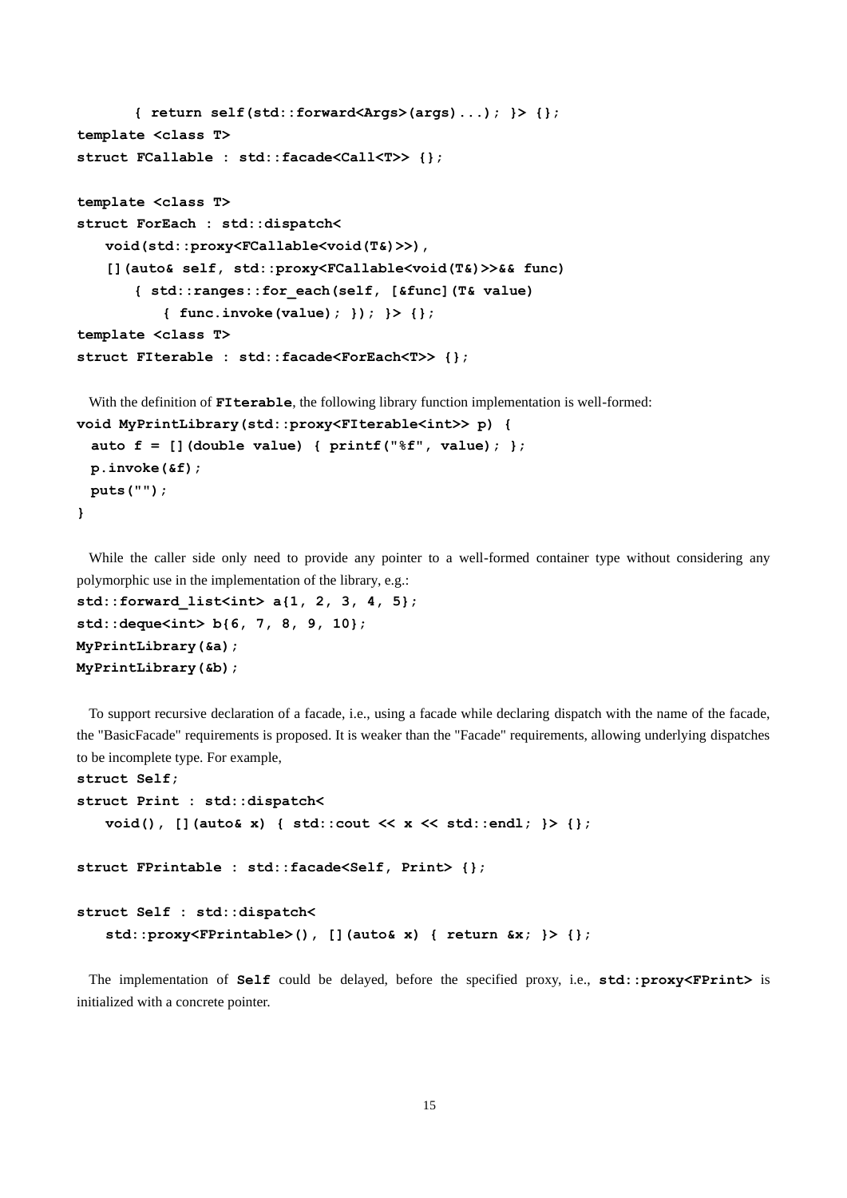```
    { return self(std::forward<Args>(args)...); }> {};
template <class T>
struct FCallable : std::facade<Call<T>> {};

template <class T>
struct ForEach : std::dispatch<
    void(std::proxy<FCallable<void(T&)>>),
    [](auto& self, std::proxy<FCallable<void(T&)>>&& func)
        { std::ranges::for_each(self, [&func](T& value)
            { func.invoke(value); }); }> {};
template <class T>
struct FIterable : std::facade<ForEach<T>> {};
```

With the definition of **FIterable**, the following library function implementation is well-formed:

```
void MyPrintLibrary(std::proxy<FIterable<int>> p) {
  auto f = [](double value) { printf("%f", value); };
  p.invoke(&f);
  puts("");
}
```

While the caller side only need to provide any pointer to a well-formed container type without considering any polymorphic use in the implementation of the library, e.g.:

```
std::forward_list<int> a{1, 2, 3, 4, 5};
std::deque<int> b{6, 7, 8, 9, 10};
MyPrintLibrary(&a);
MyPrintLibrary(&b);
```

To support recursive declaration of a facade, i.e., using a facade while declaring dispatch with the name of the facade, the "BasicFacade" requirements is proposed. It is weaker than the "Facade" requirements, allowing underlying dispatches to be incomplete type. For example,

```
struct Self;
struct Print : std::dispatch<
    void(), [](auto& x) { std::cout << x << std::endl; }> {};

struct FPrintable : std::facade<Self, Print> {};

struct Self : std::dispatch<
    std::proxy<FPrintable>(), [](auto& x) { return &x; }> {};
```

The implementation of **Self** could be delayed, before the specified proxy, i.e., **std::proxy<FPrint>** is initialized with a concrete pointer.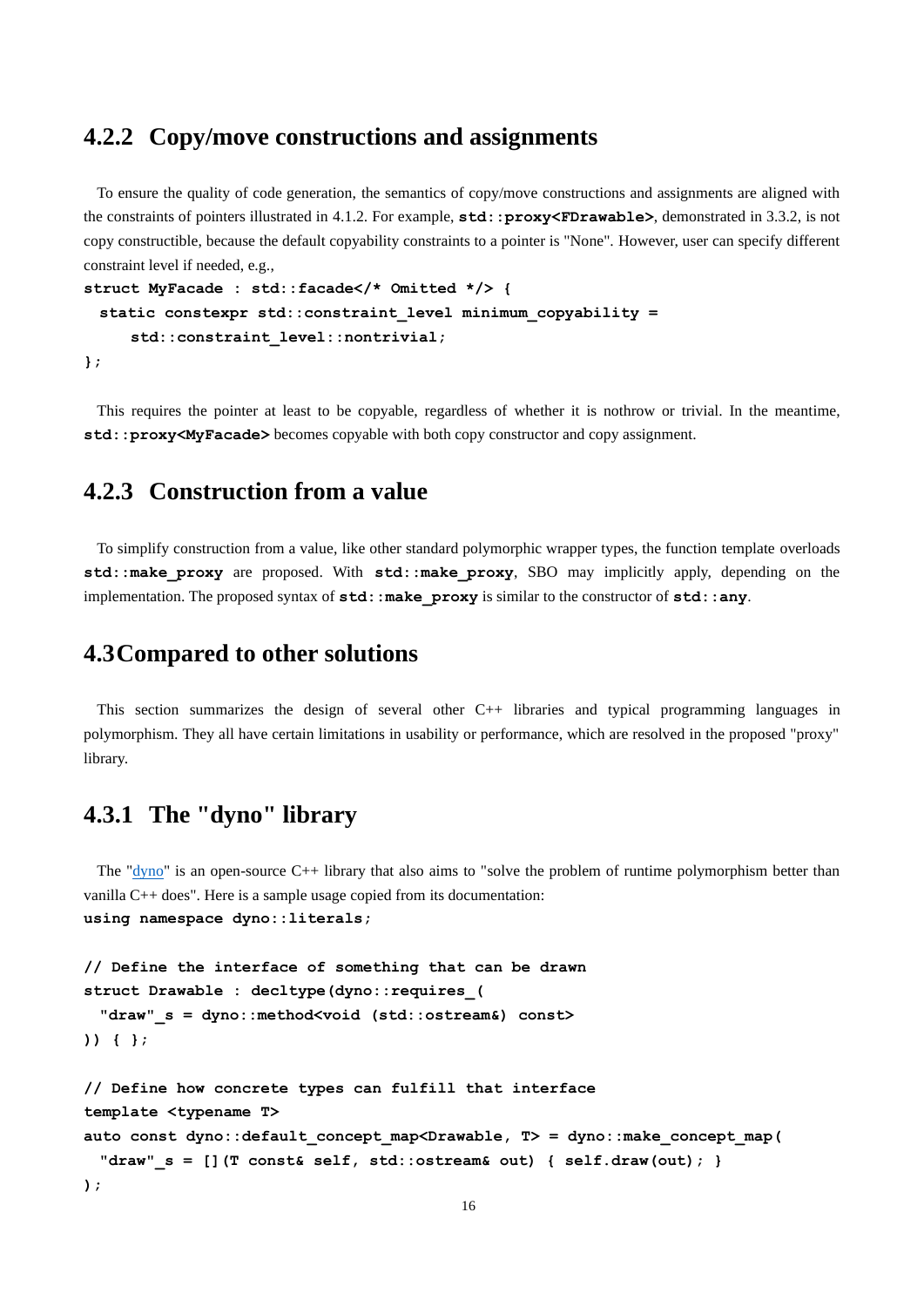### 4.2.2 Copy/move constructions and assignments

To ensure the quality of code generation, the semantics of copy/move constructions and assignments are aligned with the constraints of pointers illustrated in 4.1.2. For example, **`std::proxy<FDrawable>`**, demonstrated in 3.3.2, is not copy constructible, because the default copyability constraints to a pointer is "None". However, user can specify different constraint level if needed, e.g.,

```
struct MyFacade : std::facade</* Omitted */> {
  static constexpr std::constraint_level minimum_copyability =
      std::constraint_level::nontrivial;
};
```

This requires the pointer at least to be copyable, regardless of whether it is nothrow or trivial. In the meantime, **`std::proxy<MyFacade>`** becomes copyable with both copy constructor and copy assignment.

### 4.2.3 Construction from a value

To simplify construction from a value, like other standard polymorphic wrapper types, the function template overloads **`std::make_proxy`** are proposed. With **`std::make_proxy`**, SBO may implicitly apply, depending on the implementation. The proposed syntax of **`std::make_proxy`** is similar to the constructor of **`std::any`**.

## 4.3 Compared to other solutions

This section summarizes the design of several other C++ libraries and typical programming languages in polymorphism. They all have certain limitations in usability or performance, which are resolved in the proposed "proxy" library.

### 4.3.1 The "dyno" library

The "dyno" is an open-source C++ library that also aims to "solve the problem of runtime polymorphism better than vanilla C++ does". Here is a sample usage copied from its documentation:

```
using namespace dyno::literals;

// Define the interface of something that can be drawn
struct Drawable : decltype(dyno::requires_(
  "draw"_s = dyno::method<void (std::ostream&) const>
)) { };

// Define how concrete types can fulfill that interface
template <typename T>
auto const dyno::default_concept_map<Drawable, T> = dyno::make_concept_map(
  "draw"_s = [](T const& self, std::ostream& out) { self.draw(out); }
);
```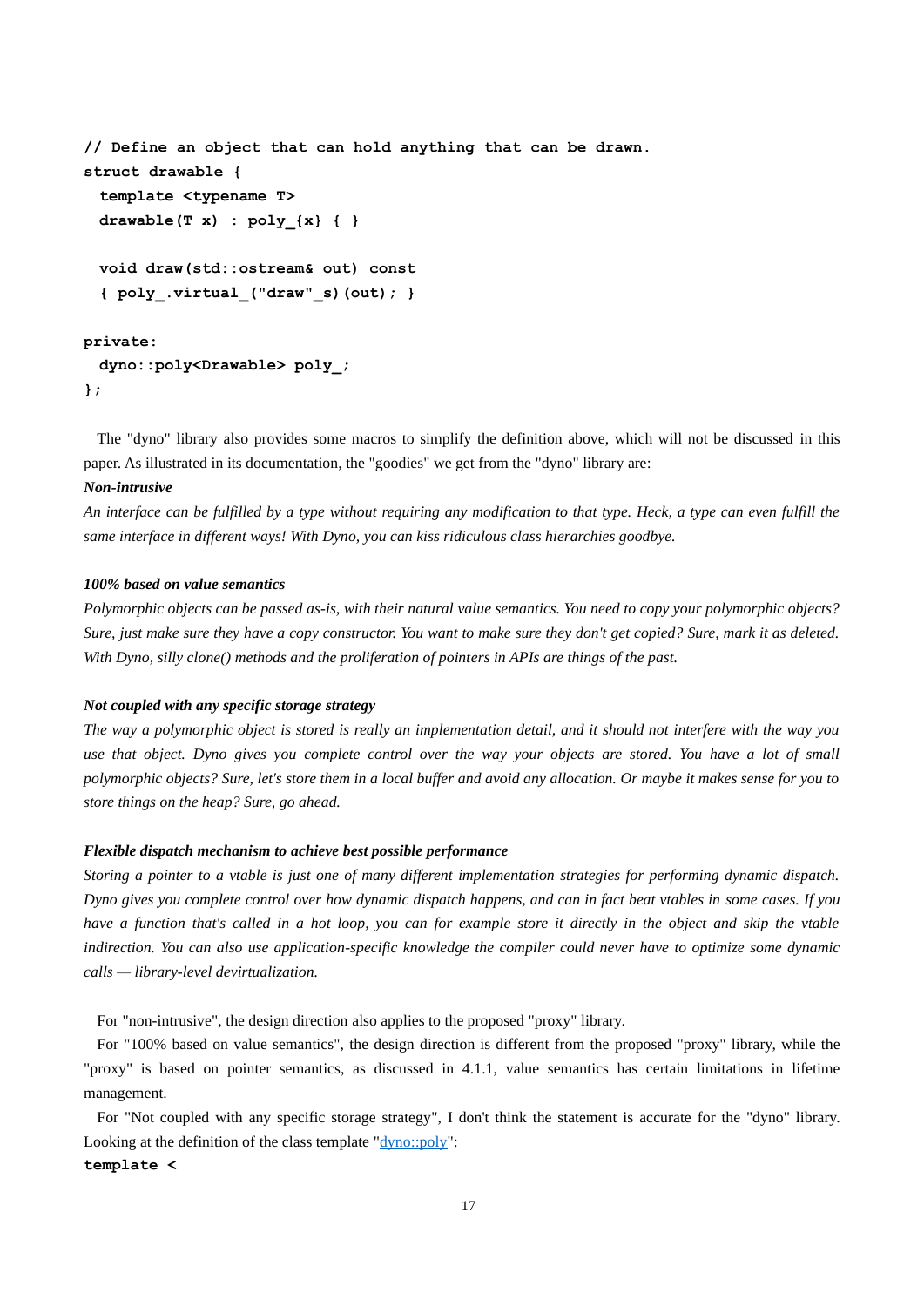```
// Define an object that can hold anything that can be drawn.
struct drawable {
  template <typename T>
  drawable(T x) : poly_{x} { }

  void draw(std::ostream& out) const
  { poly_.virtual_("draw"_s)(out); }

private:
  dyno::poly<Drawable> poly_;
};
```

The "dyno" library also provides some macros to simplify the definition above, which will not be discussed in this paper. As illustrated in its documentation, the "goodies" we get from the "dyno" library are:

***Non-intrusive***

*An interface can be fulfilled by a type without requiring any modification to that type. Heck, a type can even fulfill the same interface in different ways! With Dyno, you can kiss ridiculous class hierarchies goodbye.*

***100% based on value semantics***

*Polymorphic objects can be passed as-is, with their natural value semantics. You need to copy your polymorphic objects? Sure, just make sure they have a copy constructor. You want to make sure they don't get copied? Sure, mark it as deleted. With Dyno, silly clone() methods and the proliferation of pointers in APIs are things of the past.*

***Not coupled with any specific storage strategy***

*The way a polymorphic object is stored is really an implementation detail, and it should not interfere with the way you use that object. Dyno gives you complete control over the way your objects are stored. You have a lot of small polymorphic objects? Sure, let's store them in a local buffer and avoid any allocation. Or maybe it makes sense for you to store things on the heap? Sure, go ahead.*

***Flexible dispatch mechanism to achieve best possible performance***

*Storing a pointer to a vtable is just one of many different implementation strategies for performing dynamic dispatch. Dyno gives you complete control over how dynamic dispatch happens, and can in fact beat vtables in some cases. If you have a function that's called in a hot loop, you can for example store it directly in the object and skip the vtable indirection. You can also use application-specific knowledge the compiler could never have to optimize some dynamic calls — library-level devirtualization.*

For "non-intrusive", the design direction also applies to the proposed "proxy" library.

For "100% based on value semantics", the design direction is different from the proposed "proxy" library, while the "proxy" is based on pointer semantics, as discussed in 4.1.1, value semantics has certain limitations in lifetime management.

For "Not coupled with any specific storage strategy", I don't think the statement is accurate for the "dyno" library. Looking at the definition of the class template "dyno::poly":

```
template <
```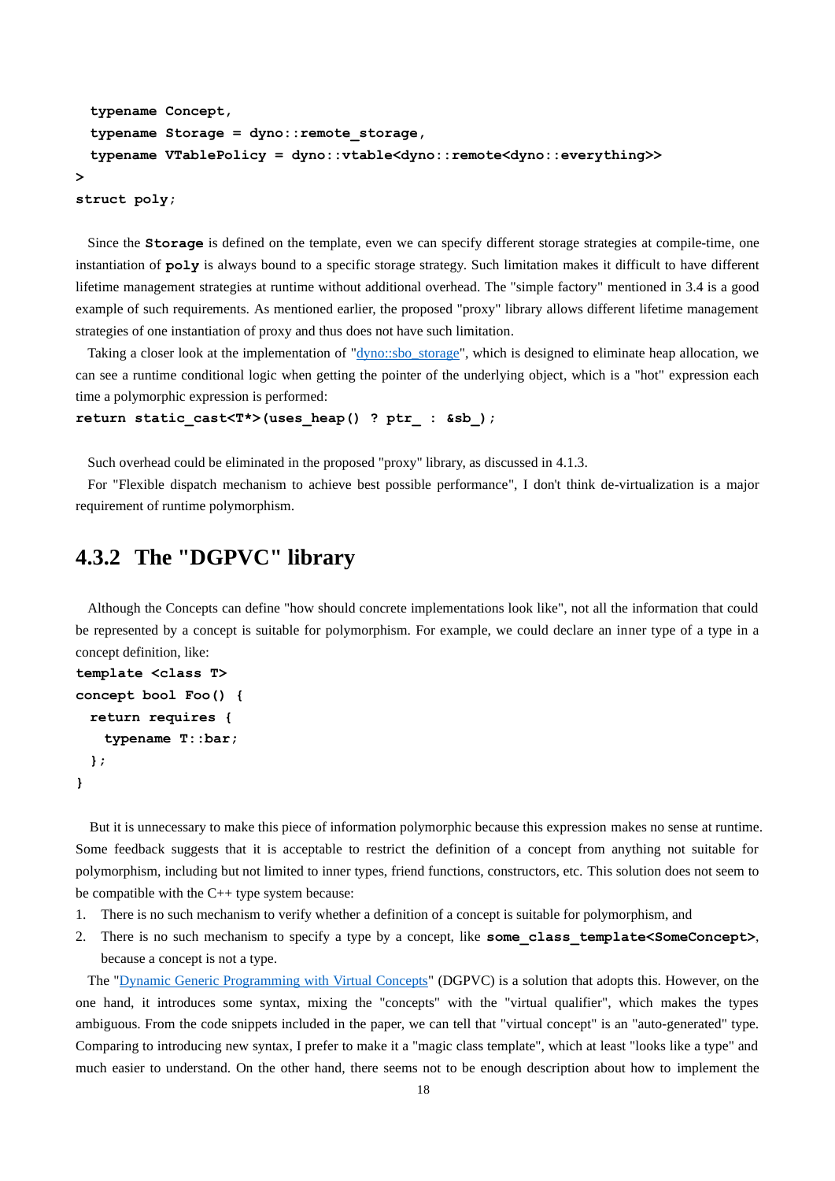```
  typename Concept,
  typename Storage = dyno::remote_storage,
  typename VTablePolicy = dyno::vtable<dyno::remote<dyno::everything>>
>
struct poly;
```

Since the **Storage** is defined on the template, even we can specify different storage strategies at compile-time, one instantiation of **poly** is always bound to a specific storage strategy. Such limitation makes it difficult to have different lifetime management strategies at runtime without additional overhead. The "simple factory" mentioned in 3.4 is a good example of such requirements. As mentioned earlier, the proposed "proxy" library allows different lifetime management strategies of one instantiation of proxy and thus does not have such limitation.

Taking a closer look at the implementation of "dyno::sbo_storage", which is designed to eliminate heap allocation, we can see a runtime conditional logic when getting the pointer of the underlying object, which is a "hot" expression each time a polymorphic expression is performed:

```
return static_cast<T*>(uses_heap() ? ptr_ : &sb_);
```

Such overhead could be eliminated in the proposed "proxy" library, as discussed in 4.1.3.

For "Flexible dispatch mechanism to achieve best possible performance", I don't think de-virtualization is a major requirement of runtime polymorphism.

### 4.3.2 The "DGPVC" library

Although the Concepts can define "how should concrete implementations look like", not all the information that could be represented by a concept is suitable for polymorphism. For example, we could declare an inner type of a type in a concept definition, like:

```
template <class T>
concept bool Foo() {
  return requires {
    typename T::bar;
  };
}
```

But it is unnecessary to make this piece of information polymorphic because this expression makes no sense at runtime. Some feedback suggests that it is acceptable to restrict the definition of a concept from anything not suitable for polymorphism, including but not limited to inner types, friend functions, constructors, etc. This solution does not seem to be compatible with the C++ type system because:

1. There is no such mechanism to verify whether a definition of a concept is suitable for polymorphism, and
2. There is no such mechanism to specify a type by a concept, like **some_class_template<SomeConcept>**, because a concept is not a type.

The "Dynamic Generic Programming with Virtual Concepts" (DGPVC) is a solution that adopts this. However, on the one hand, it introduces some syntax, mixing the "concepts" with the "virtual qualifier", which makes the types ambiguous. From the code snippets included in the paper, we can tell that "virtual concept" is an "auto-generated" type. Comparing to introducing new syntax, I prefer to make it a "magic class template", which at least "looks like a type" and much easier to understand. On the other hand, there seems not to be enough description about how to implement the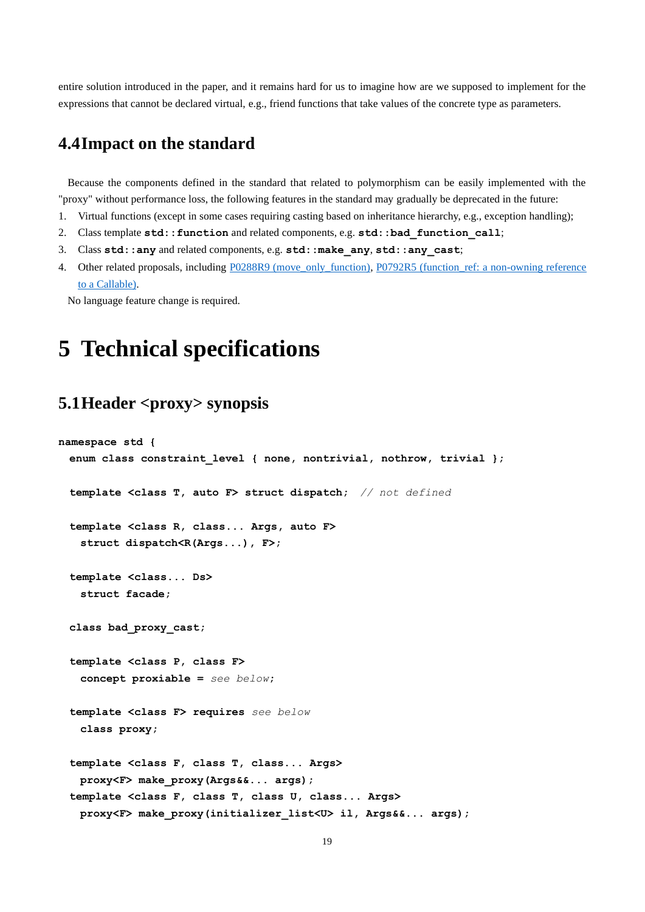entire solution introduced in the paper, and it remains hard for us to imagine how are we supposed to implement for the expressions that cannot be declared virtual, e.g., friend functions that take values of the concrete type as parameters.

## 4.4 Impact on the standard

Because the components defined in the standard that related to polymorphism can be easily implemented with the "proxy" without performance loss, the following features in the standard may gradually be deprecated in the future:

1. Virtual functions (except in some cases requiring casting based on inheritance hierarchy, e.g., exception handling);
2. Class template **`std::function`** and related components, e.g. **`std::bad_function_call`**;
3. Class **`std::any`** and related components, e.g. **`std::make_any`**, **`std::any_cast`**;
4. Other related proposals, including [P0288R9 (move_only_function)](), [P0792R5 (function_ref: a non-owning reference to a Callable)]().

No language feature change is required.

# 5 Technical specifications

## 5.1 Header <proxy> synopsis

```
namespace std {
  enum class constraint_level { none, nontrivial, nothrow, trivial };

  template <class T, auto F> struct dispatch;  // not defined

  template <class R, class... Args, auto F>
    struct dispatch<R(Args...), F>;

  template <class... Ds>
    struct facade;

  class bad_proxy_cast;

  template <class P, class F>
    concept proxiable = see below;

  template <class F> requires see below
    class proxy;

  template <class F, class T, class... Args>
    proxy<F> make_proxy(Args&&... args);
  template <class F, class T, class U, class... Args>
    proxy<F> make_proxy(initializer_list<U> il, Args&&... args);
```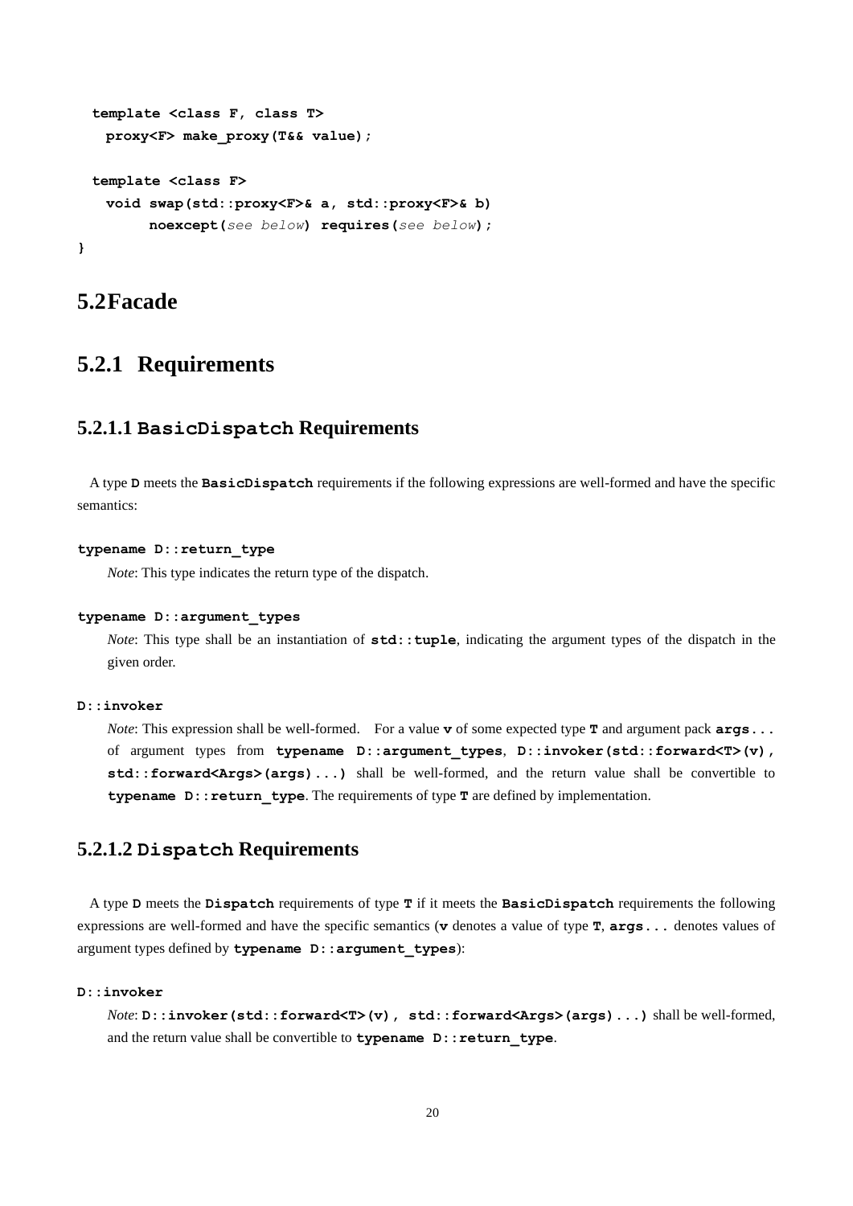```
  template <class F, class T>
    proxy<F> make_proxy(T&& value);

  template <class F>
    void swap(std::proxy<F>& a, std::proxy<F>& b)
         noexcept(see below) requires(see below);
}
```

## 5.2Facade

### 5.2.1 Requirements

#### 5.2.1.1 `BasicDispatch` Requirements

A type **`D`** meets the **`BasicDispatch`** requirements if the following expressions are well-formed and have the specific semantics:

**`typename D::return_type`**

*Note*: This type indicates the return type of the dispatch.

**`typename D::argument_types`**

*Note*: This type shall be an instantiation of **`std::tuple`**, indicating the argument types of the dispatch in the given order.

**`D::invoker`**

*Note*: This expression shall be well-formed. For a value **`v`** of some expected type **`T`** and argument pack **`args...`** of argument types from **`typename D::argument_types`**, **`D::invoker(std::forward<T>(v), std::forward<Args>(args)...)`** shall be well-formed, and the return value shall be convertible to **`typename D::return_type`**. The requirements of type **`T`** are defined by implementation.

#### 5.2.1.2 `Dispatch` Requirements

A type **`D`** meets the **`Dispatch`** requirements of type **`T`** if it meets the **`BasicDispatch`** requirements the following expressions are well-formed and have the specific semantics (**`v`** denotes a value of type **`T`**, **`args...`** denotes values of argument types defined by **`typename D::argument_types`**):

**`D::invoker`**

*Note*: **`D::invoker(std::forward<T>(v), std::forward<Args>(args)...)`** shall be well-formed, and the return value shall be convertible to **`typename D::return_type`**.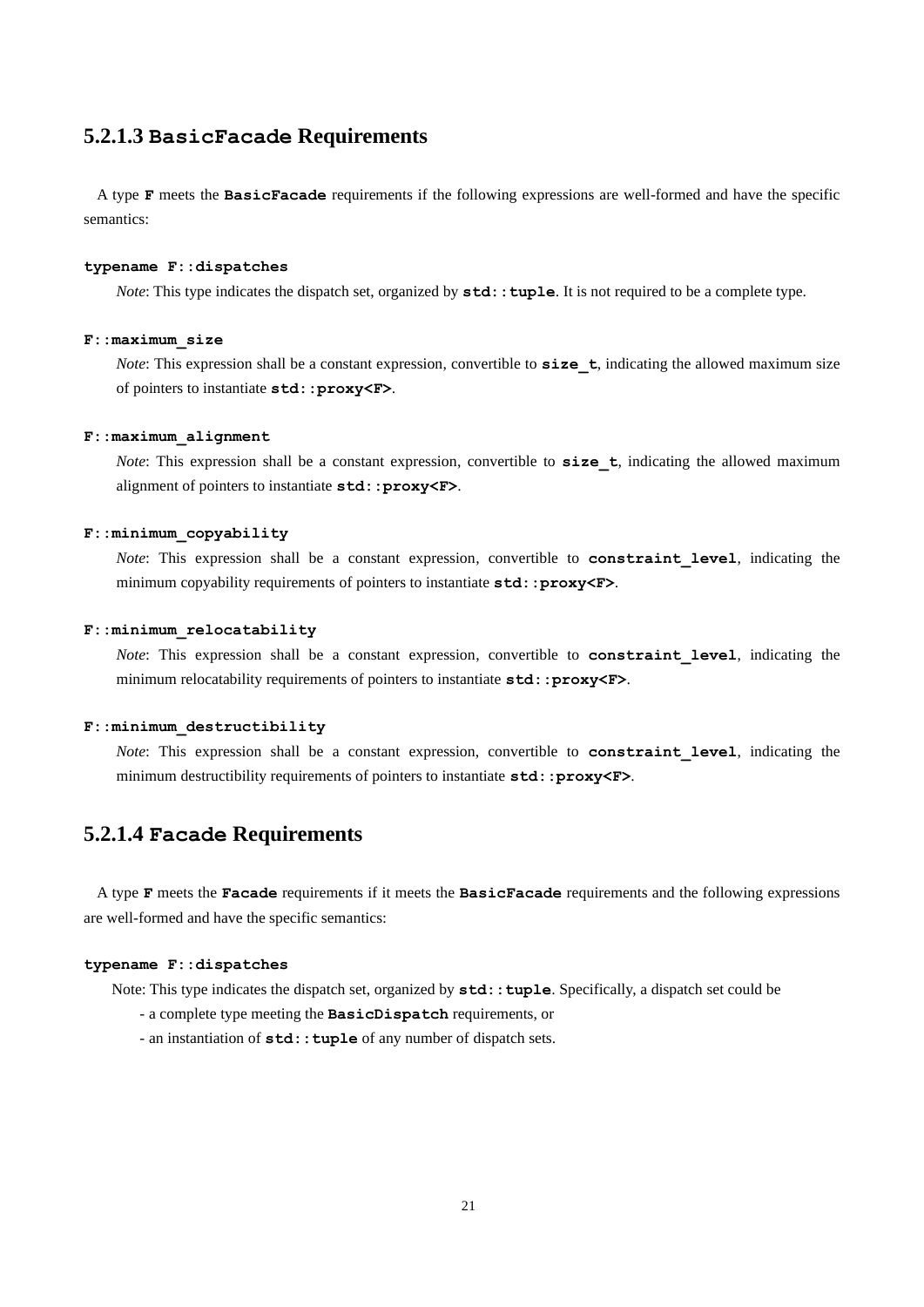### 5.2.1.3 `BasicFacade` Requirements

A type **`F`** meets the **`BasicFacade`** requirements if the following expressions are well-formed and have the specific semantics:

**`typename F::dispatches`**

*Note*: This type indicates the dispatch set, organized by **`std::tuple`**. It is not required to be a complete type.

**`F::maximum_size`**

*Note*: This expression shall be a constant expression, convertible to **`size_t`**, indicating the allowed maximum size of pointers to instantiate **`std::proxy<F>`**.

**`F::maximum_alignment`**

*Note*: This expression shall be a constant expression, convertible to **`size_t`**, indicating the allowed maximum alignment of pointers to instantiate **`std::proxy<F>`**.

**`F::minimum_copyability`**

*Note*: This expression shall be a constant expression, convertible to **`constraint_level`**, indicating the minimum copyability requirements of pointers to instantiate **`std::proxy<F>`**.

**`F::minimum_relocatability`**

*Note*: This expression shall be a constant expression, convertible to **`constraint_level`**, indicating the minimum relocatability requirements of pointers to instantiate **`std::proxy<F>`**.

**`F::minimum_destructibility`**

*Note*: This expression shall be a constant expression, convertible to **`constraint_level`**, indicating the minimum destructibility requirements of pointers to instantiate **`std::proxy<F>`**.

### 5.2.1.4 `Facade` Requirements

A type **`F`** meets the **`Facade`** requirements if it meets the **`BasicFacade`** requirements and the following expressions are well-formed and have the specific semantics:

**`typename F::dispatches`**

Note: This type indicates the dispatch set, organized by **`std::tuple`**. Specifically, a dispatch set could be

- a complete type meeting the **`BasicDispatch`** requirements, or
- an instantiation of **`std::tuple`** of any number of dispatch sets.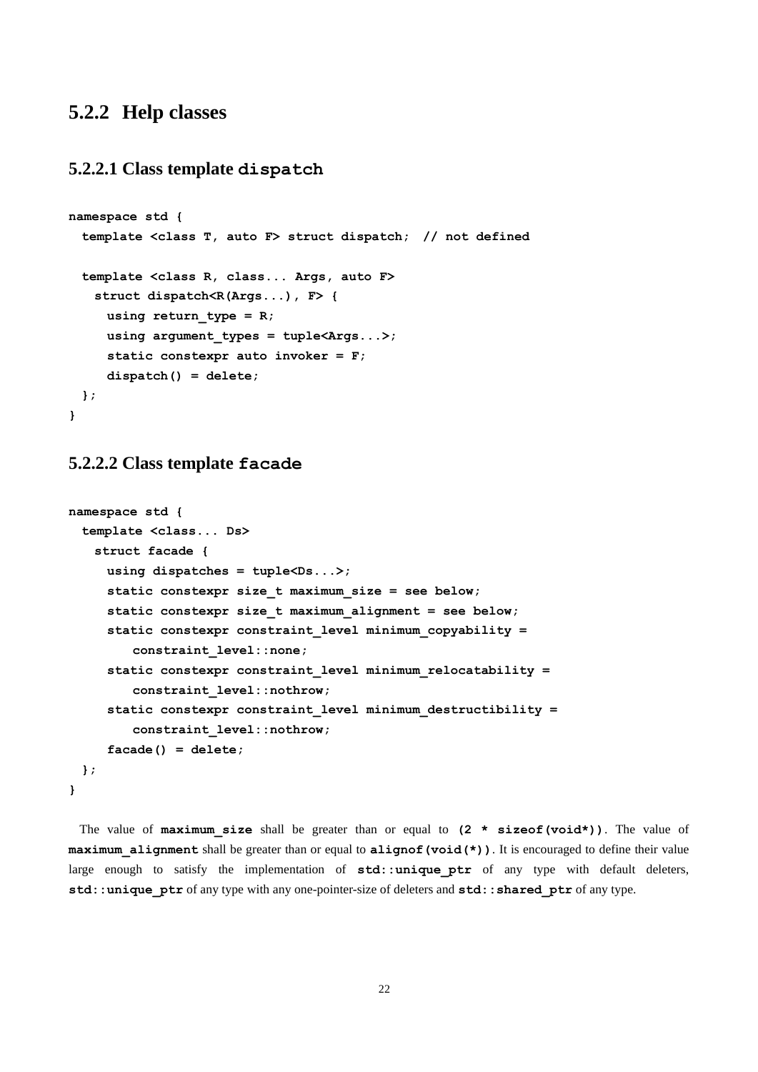## 5.2.2 Help classes

### 5.2.2.1 Class template `dispatch`

```
namespace std {
  template <class T, auto F> struct dispatch;  // not defined

  template <class R, class... Args, auto F>
    struct dispatch<R(Args...), F> {
      using return_type = R;
      using argument_types = tuple<Args...>;
      static constexpr auto invoker = F;
      dispatch() = delete;
  };
}
```

### 5.2.2.2 Class template `facade`

```
namespace std {
  template <class... Ds>
    struct facade {
      using dispatches = tuple<Ds...>;
      static constexpr size_t maximum_size = see below;
      static constexpr size_t maximum_alignment = see below;
      static constexpr constraint_level minimum_copyability =
          constraint_level::none;
      static constexpr constraint_level minimum_relocatability =
          constraint_level::nothrow;
      static constexpr constraint_level minimum_destructibility =
          constraint_level::nothrow;
      facade() = delete;
  };
}
```

The value of **`maximum_size`** shall be greater than or equal to **`(2 * sizeof(void*))`**. The value of **`maximum_alignment`** shall be greater than or equal to **`alignof(void(*))`**. It is encouraged to define their value large enough to satisfy the implementation of **`std::unique_ptr`** of any type with default deleters, **`std::unique_ptr`** of any type with any one-pointer-size of deleters and **`std::shared_ptr`** of any type.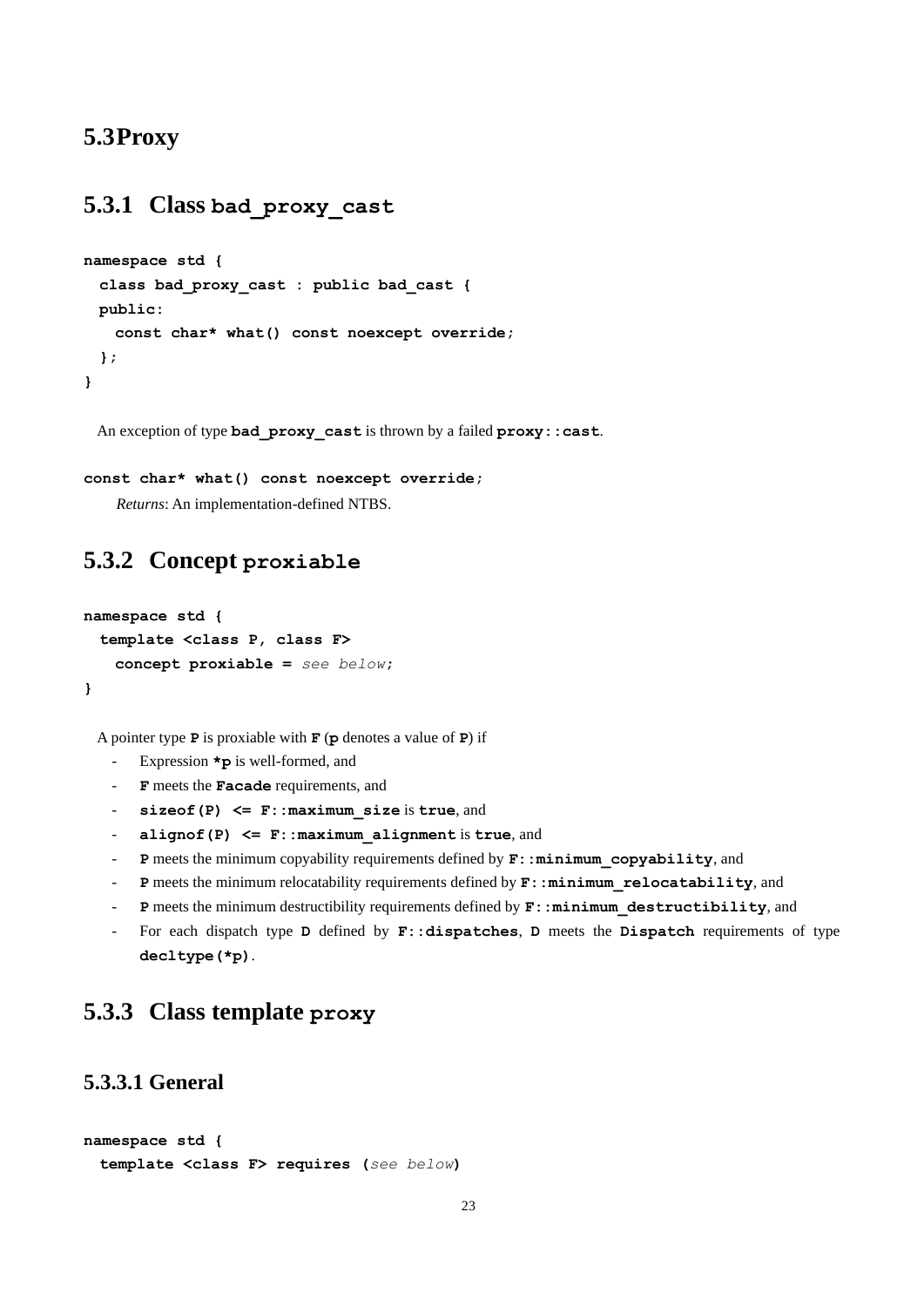## 5.3 Proxy

### 5.3.1 Class `bad_proxy_cast`

```
namespace std {
  class bad_proxy_cast : public bad_cast {
  public:
    const char* what() const noexcept override;
  };
}
```

An exception of type **`bad_proxy_cast`** is thrown by a failed **`proxy::cast`**.

```
const char* what() const noexcept override;
```

*Returns*: An implementation-defined NTBS.

### 5.3.2 Concept `proxiable`

```
namespace std {
  template <class P, class F>
    concept proxiable = see below;
}
```

A pointer type **`P`** is proxiable with **`F`** (**`p`** denotes a value of **`P`**) if

- Expression **`*p`** is well-formed, and
- **`F`** meets the **`Facade`** requirements, and
- **`sizeof(P) <= F::maximum_size`** is **`true`**, and
- **`alignof(P) <= F::maximum_alignment`** is **`true`**, and
- **`P`** meets the minimum copyability requirements defined by **`F::minimum_copyability`**, and
- **`P`** meets the minimum relocatability requirements defined by **`F::minimum_relocatability`**, and
- **`P`** meets the minimum destructibility requirements defined by **`F::minimum_destructibility`**, and
- For each dispatch type **`D`** defined by **`F::dispatches`**, **`D`** meets the **`Dispatch`** requirements of type **`decltype(*p)`**.

### 5.3.3 Class template `proxy`

#### 5.3.3.1 General

```
namespace std {
  template <class F> requires (see below)
```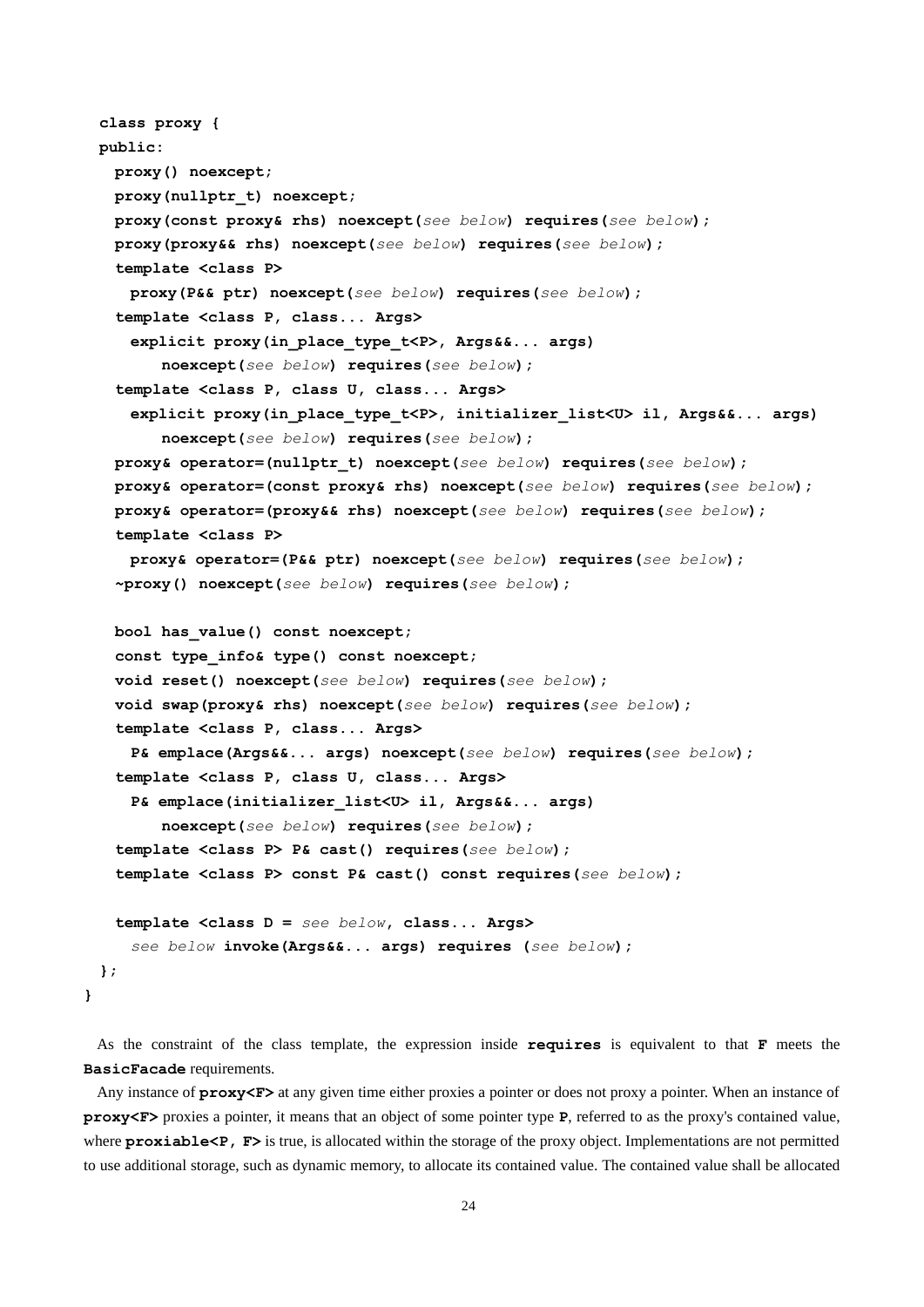```
  class proxy {
  public:
    proxy() noexcept;
    proxy(nullptr_t) noexcept;
    proxy(const proxy& rhs) noexcept(see below) requires(see below);
    proxy(proxy&& rhs) noexcept(see below) requires(see below);
    template <class P>
      proxy(P&& ptr) noexcept(see below) requires(see below);
    template <class P, class... Args>
      explicit proxy(in_place_type_t<P>, Args&&... args)
          noexcept(see below) requires(see below);
    template <class P, class U, class... Args>
      explicit proxy(in_place_type_t<P>, initializer_list<U> il, Args&&... args)
          noexcept(see below) requires(see below);
    proxy& operator=(nullptr_t) noexcept(see below) requires(see below);
    proxy& operator=(const proxy& rhs) noexcept(see below) requires(see below);
    proxy& operator=(proxy&& rhs) noexcept(see below) requires(see below);
    template <class P>
      proxy& operator=(P&& ptr) noexcept(see below) requires(see below);
    ~proxy() noexcept(see below) requires(see below);

    bool has_value() const noexcept;
    const type_info& type() const noexcept;
    void reset() noexcept(see below) requires(see below);
    void swap(proxy& rhs) noexcept(see below) requires(see below);
    template <class P, class... Args>
      P& emplace(Args&&... args) noexcept(see below) requires(see below);
    template <class P, class U, class... Args>
      P& emplace(initializer_list<U> il, Args&&... args)
          noexcept(see below) requires(see below);
    template <class P> P& cast() requires(see below);
    template <class P> const P& cast() const requires(see below);

    template <class D = see below, class... Args>
      see below invoke(Args&&... args) requires (see below);
  };
}
```

As the constraint of the class template, the expression inside **requires** is equivalent to that **F** meets the **BasicFacade** requirements.

Any instance of **proxy<F>** at any given time either proxies a pointer or does not proxy a pointer. When an instance of **proxy<F>** proxies a pointer, it means that an object of some pointer type **P**, referred to as the proxy's contained value, where **proxiable<P, F>** is true, is allocated within the storage of the proxy object. Implementations are not permitted to use additional storage, such as dynamic memory, to allocate its contained value. The contained value shall be allocated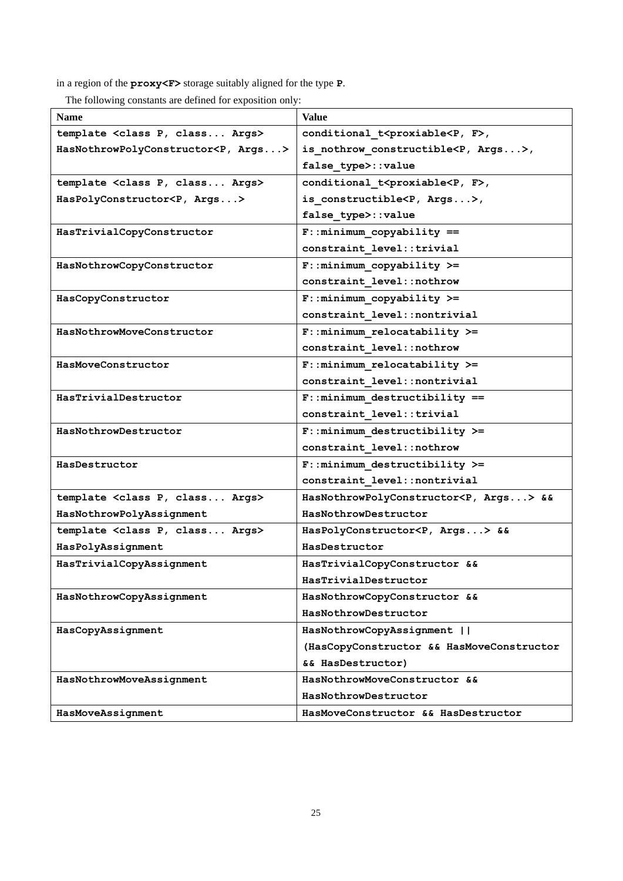in a region of the **`proxy<F>`** storage suitably aligned for the type **`P`**.

The following constants are defined for exposition only:

| Name | Value |
|---|---|
| `template <class P, class... Args> HasNothrowPolyConstructor<P, Args...>` | `conditional_t<proxiable<P, F>, is_nothrow_constructible<P, Args...>, false_type>::value` |
| `template <class P, class... Args> HasPolyConstructor<P, Args...>` | `conditional_t<proxiable<P, F>, is_constructible<P, Args...>, false_type>::value` |
| `HasTrivialCopyConstructor` | `F::minimum_copyability == constraint_level::trivial` |
| `HasNothrowCopyConstructor` | `F::minimum_copyability >= constraint_level::nothrow` |
| `HasCopyConstructor` | `F::minimum_copyability >= constraint_level::nontrivial` |
| `HasNothrowMoveConstructor` | `F::minimum_relocatability >= constraint_level::nothrow` |
| `HasMoveConstructor` | `F::minimum_relocatability >= constraint_level::nontrivial` |
| `HasTrivialDestructor` | `F::minimum_destructibility == constraint_level::trivial` |
| `HasNothrowDestructor` | `F::minimum_destructibility >= constraint_level::nothrow` |
| `HasDestructor` | `F::minimum_destructibility >= constraint_level::nontrivial` |
| `template <class P, class... Args> HasNothrowPolyAssignment` | `HasNothrowPolyConstructor<P, Args...> && HasNothrowDestructor` |
| `template <class P, class... Args> HasPolyAssignment` | `HasPolyConstructor<P, Args...> && HasDestructor` |
| `HasTrivialCopyAssignment` | `HasTrivialCopyConstructor && HasTrivialDestructor` |
| `HasNothrowCopyAssignment` | `HasNothrowCopyConstructor && HasNothrowDestructor` |
| `HasCopyAssignment` | `HasNothrowCopyAssignment \|\| (HasCopyConstructor && HasMoveConstructor && HasDestructor)` |
| `HasNothrowMoveAssignment` | `HasNothrowMoveConstructor && HasNothrowDestructor` |
| `HasMoveAssignment` | `HasMoveConstructor && HasDestructor` |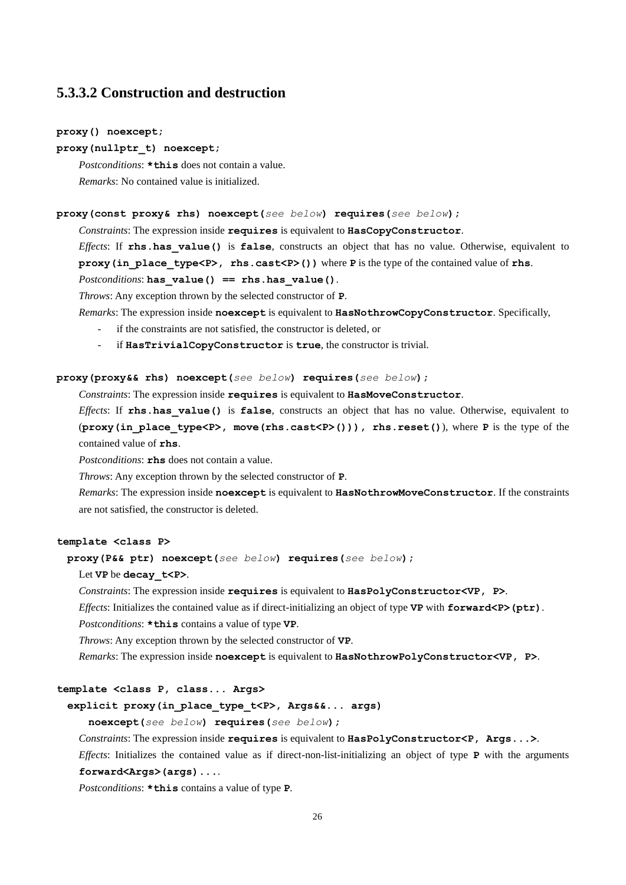### 5.3.3.2 Construction and destruction

**`proxy() noexcept;`**

**`proxy(nullptr_t) noexcept;`**

*Postconditions*: **`*this`** does not contain a value.

*Remarks*: No contained value is initialized.

**`proxy(const proxy& rhs) noexcept(`***`see below`***`) requires(`***`see below`***`);`**

*Constraints*: The expression inside **`requires`** is equivalent to **`HasCopyConstructor`**.

*Effects*: If **`rhs.has_value()`** is **`false`**, constructs an object that has no value. Otherwise, equivalent to **`proxy(in_place_type<P>, rhs.cast<P>())`** where **`P`** is the type of the contained value of **`rhs`**.

*Postconditions*: **`has_value() == rhs.has_value()`**.

*Throws*: Any exception thrown by the selected constructor of **`P`**.

*Remarks*: The expression inside **`noexcept`** is equivalent to **`HasNothrowCopyConstructor`**. Specifically,

- if the constraints are not satisfied, the constructor is deleted, or
- if **`HasTrivialCopyConstructor`** is **`true`**, the constructor is trivial.

**`proxy(proxy&& rhs) noexcept(`***`see below`***`) requires(`***`see below`***`);`**

*Constraints*: The expression inside **`requires`** is equivalent to **`HasMoveConstructor`**.

*Effects*: If **`rhs.has_value()`** is **`false`**, constructs an object that has no value. Otherwise, equivalent to (**`proxy(in_place_type<P>, move(rhs.cast<P>())), rhs.reset()`**), where **`P`** is the type of the contained value of **`rhs`**.

*Postconditions*: **`rhs`** does not contain a value.

*Throws*: Any exception thrown by the selected constructor of **`P`**.

*Remarks*: The expression inside **`noexcept`** is equivalent to **`HasNothrowMoveConstructor`**. If the constraints are not satisfied, the constructor is deleted.

**`template <class P>`**

**`  proxy(P&& ptr) noexcept(`***`see below`***`) requires(`***`see below`***`);`**

Let **`VP`** be **`decay_t<P>`**.

*Constraints*: The expression inside **`requires`** is equivalent to **`HasPolyConstructor<VP, P>`**.

*Effects*: Initializes the contained value as if direct-initializing an object of type **`VP`** with **`forward<P>(ptr)`**.

*Postconditions*: **`*this`** contains a value of type **`VP`**.

*Throws*: Any exception thrown by the selected constructor of **`VP`**.

*Remarks*: The expression inside **`noexcept`** is equivalent to **`HasNothrowPolyConstructor<VP, P>`**.

**`template <class P, class... Args>`**

**`  explicit proxy(in_place_type_t<P>, Args&&... args)`**

**`      noexcept(`***`see below`***`) requires(`***`see below`***`);`**

*Constraints*: The expression inside **`requires`** is equivalent to **`HasPolyConstructor<P, Args...>`**.

*Effects*: Initializes the contained value as if direct-non-list-initializing an object of type **`P`** with the arguments **`forward<Args>(args)...`**.

*Postconditions*: **`*this`** contains a value of type **`P`**.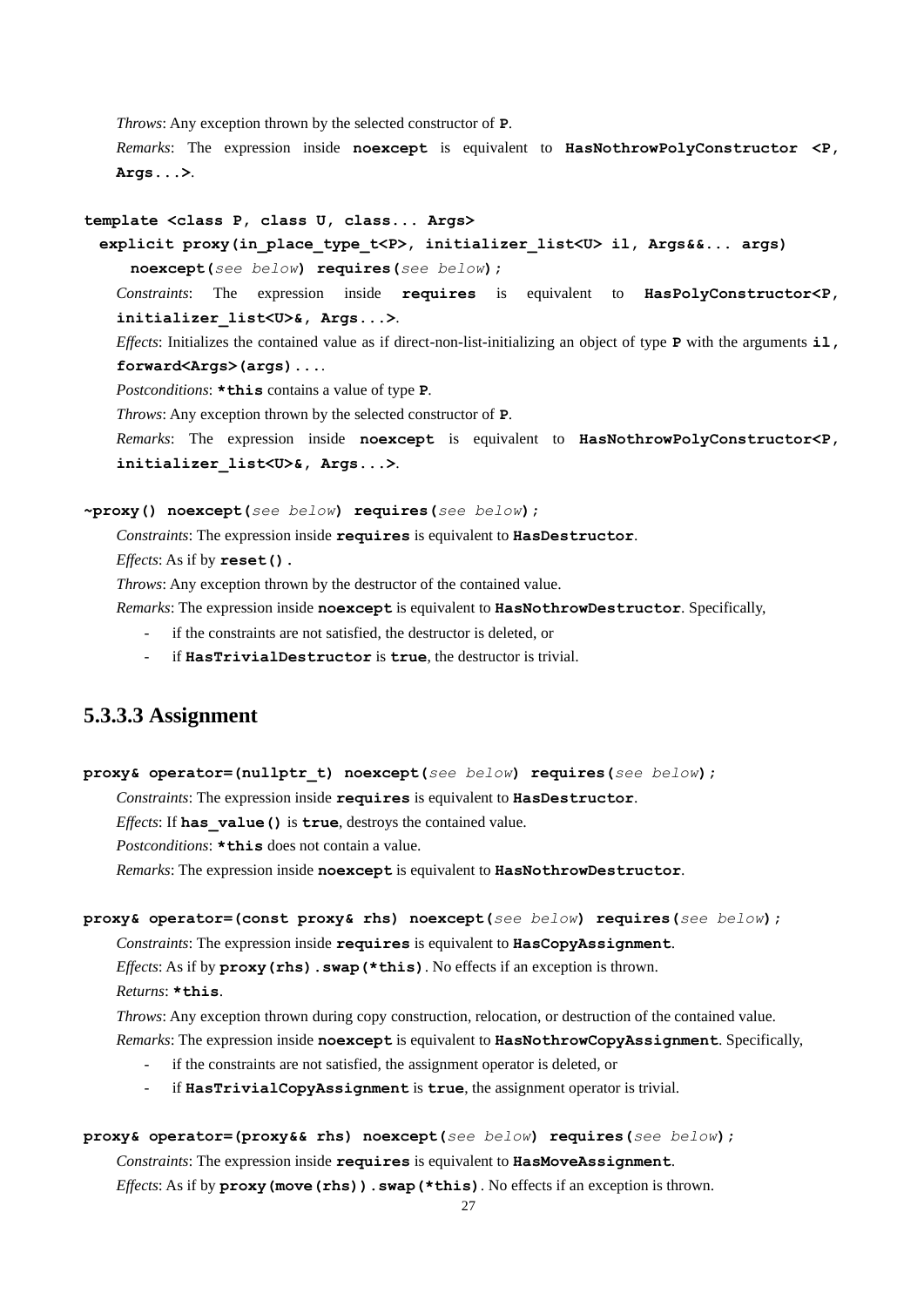*Throws*: Any exception thrown by the selected constructor of **P**.

*Remarks*: The expression inside **noexcept** is equivalent to **HasNothrowPolyConstructor <P, Args...>**.

```
template <class P, class U, class... Args>
  explicit proxy(in_place_type_t<P>, initializer_list<U> il, Args&&... args)
    noexcept(see below) requires(see below);
```

*Constraints*: The expression inside **requires** is equivalent to **HasPolyConstructor<P, initializer_list<U>&, Args...>**.

*Effects*: Initializes the contained value as if direct-non-list-initializing an object of type **P** with the arguments **il, forward<Args>(args)...**.

*Postconditions*: **\*this** contains a value of type **P**.

*Throws*: Any exception thrown by the selected constructor of **P**.

*Remarks*: The expression inside **noexcept** is equivalent to **HasNothrowPolyConstructor<P, initializer_list<U>&, Args...>**.

```
~proxy() noexcept(see below) requires(see below);
```

*Constraints*: The expression inside **requires** is equivalent to **HasDestructor**.

*Effects*: As if by **reset().**

*Throws*: Any exception thrown by the destructor of the contained value.

*Remarks*: The expression inside **noexcept** is equivalent to **HasNothrowDestructor**. Specifically,

- if the constraints are not satisfied, the destructor is deleted, or
- if **HasTrivialDestructor** is **true**, the destructor is trivial.

### 5.3.3.3 Assignment

```
proxy& operator=(nullptr_t) noexcept(see below) requires(see below);
```

*Constraints*: The expression inside **requires** is equivalent to **HasDestructor**.

*Effects*: If **has_value()** is **true**, destroys the contained value.

*Postconditions*: **\*this** does not contain a value.

*Remarks*: The expression inside **noexcept** is equivalent to **HasNothrowDestructor**.

```
proxy& operator=(const proxy& rhs) noexcept(see below) requires(see below);
```

*Constraints*: The expression inside **requires** is equivalent to **HasCopyAssignment**.

*Effects*: As if by **proxy(rhs).swap(\*this).** No effects if an exception is thrown.

*Returns*: **\*this**.

*Throws*: Any exception thrown during copy construction, relocation, or destruction of the contained value.

*Remarks*: The expression inside **noexcept** is equivalent to **HasNothrowCopyAssignment**. Specifically,

- if the constraints are not satisfied, the assignment operator is deleted, or
- if **HasTrivialCopyAssignment** is **true**, the assignment operator is trivial.

```
proxy& operator=(proxy&& rhs) noexcept(see below) requires(see below);
```

*Constraints*: The expression inside **requires** is equivalent to **HasMoveAssignment**.

*Effects*: As if by **proxy(move(rhs)).swap(\*this).** No effects if an exception is thrown.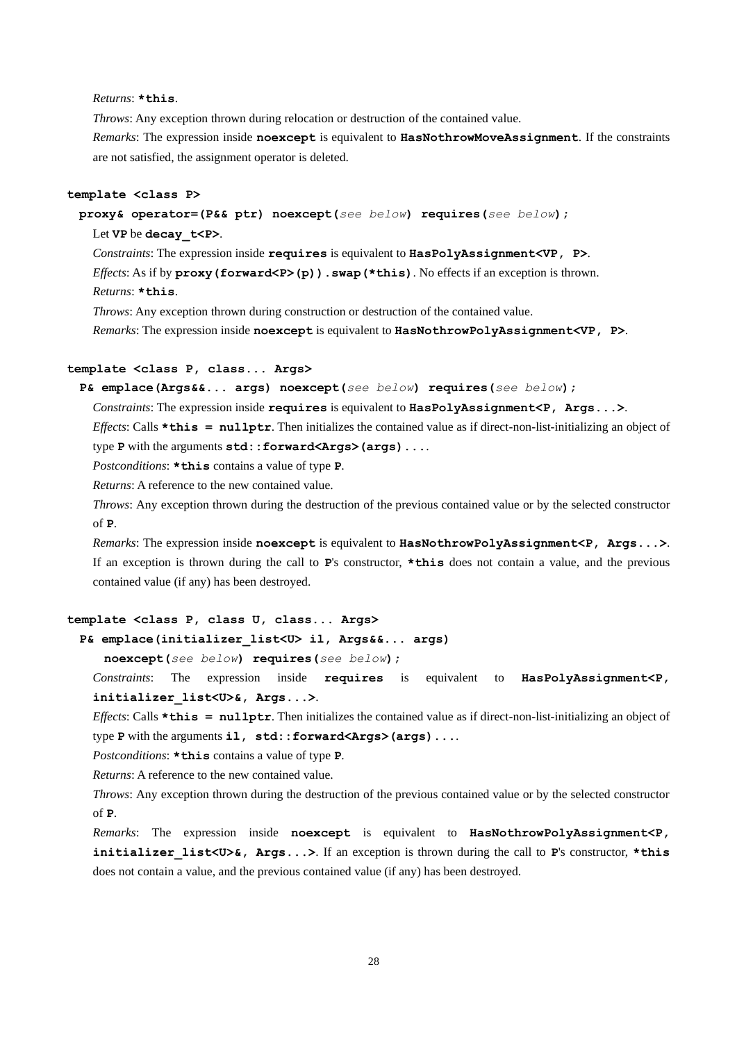*Returns*: **`*this`**.

*Throws*: Any exception thrown during relocation or destruction of the contained value.

*Remarks*: The expression inside **`noexcept`** is equivalent to **`HasNothrowMoveAssignment`**. If the constraints are not satisfied, the assignment operator is deleted.

```
template <class P>
  proxy& operator=(P&& ptr) noexcept(see below) requires(see below);
```

Let **`VP`** be **`decay_t<P>`**.

*Constraints*: The expression inside **`requires`** is equivalent to **`HasPolyAssignment<VP, P>`**.

*Effects*: As if by **`proxy(forward<P>(p)).swap(*this)`**. No effects if an exception is thrown.

*Returns*: **`*this`**.

*Throws*: Any exception thrown during construction or destruction of the contained value.

*Remarks*: The expression inside **`noexcept`** is equivalent to **`HasNothrowPolyAssignment<VP, P>`**.

```
template <class P, class... Args>
  P& emplace(Args&&... args) noexcept(see below) requires(see below);
```

*Constraints*: The expression inside **`requires`** is equivalent to **`HasPolyAssignment<P, Args...>`**.

*Effects*: Calls **`*this = nullptr`**. Then initializes the contained value as if direct-non-list-initializing an object of type **`P`** with the arguments **`std::forward<Args>(args)...`**.

*Postconditions*: **`*this`** contains a value of type **`P`**.

*Returns*: A reference to the new contained value.

*Throws*: Any exception thrown during the destruction of the previous contained value or by the selected constructor of **`P`**.

*Remarks*: The expression inside **`noexcept`** is equivalent to **`HasNothrowPolyAssignment<P, Args...>`**. If an exception is thrown during the call to **`P`**'s constructor, **`*this`** does not contain a value, and the previous contained value (if any) has been destroyed.

```
template <class P, class U, class... Args>
  P& emplace(initializer_list<U> il, Args&&... args)
    noexcept(see below) requires(see below);
```

*Constraints*: The expression inside **`requires`** is equivalent to **`HasPolyAssignment<P, initializer_list<U>&, Args...>`**.

*Effects*: Calls **`*this = nullptr`**. Then initializes the contained value as if direct-non-list-initializing an object of type **`P`** with the arguments **`il, std::forward<Args>(args)...`**.

*Postconditions*: **`*this`** contains a value of type **`P`**.

*Returns*: A reference to the new contained value.

*Throws*: Any exception thrown during the destruction of the previous contained value or by the selected constructor of **`P`**.

*Remarks*: The expression inside **`noexcept`** is equivalent to **`HasNothrowPolyAssignment<P, initializer_list<U>&, Args...>`**. If an exception is thrown during the call to **`P`**'s constructor, **`*this`** does not contain a value, and the previous contained value (if any) has been destroyed.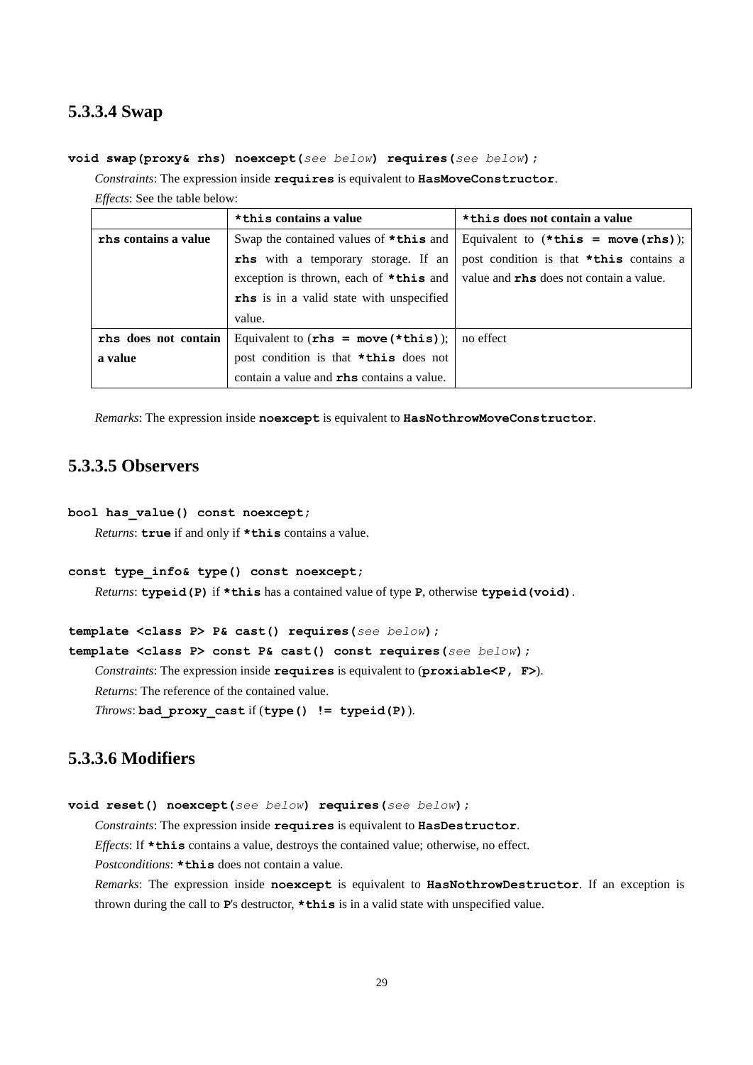### 5.3.3.4 Swap

**`void swap(proxy& rhs) noexcept(`*`see below`*`) requires(`*`see below`*`);`**

*Constraints*: The expression inside **`requires`** is equivalent to **`HasMoveConstructor`**.

*Effects*: See the table below:

| | **`*this`** **contains a value** | **`*this`** **does not contain a value** |
|---|---|---|
| **`rhs`** **contains a value** | Swap the contained values of **`*this`** and **`rhs`** with a temporary storage. If an exception is thrown, each of **`*this`** and **`rhs`** is in a valid state with unspecified value. | Equivalent to (**`*this = move(rhs)`**); post condition is that **`*this`** contains a value and **`rhs`** does not contain a value. |
| **`rhs`** **does not contain a value** | Equivalent to (**`rhs = move(*this)`**); post condition is that **`*this`** does not contain a value and **`rhs`** contains a value. | no effect |

*Remarks*: The expression inside **`noexcept`** is equivalent to **`HasNothrowMoveConstructor`**.

### 5.3.3.5 Observers

**`bool has_value() const noexcept;`**

*Returns*: **`true`** if and only if **`*this`** contains a value.

**`const type_info& type() const noexcept;`**

*Returns*: **`typeid(P)`** if **`*this`** has a contained value of type **`P`**, otherwise **`typeid(void)`**.

**`template <class P> P& cast() requires(`*`see below`*`);`**

**`template <class P> const P& cast() const requires(`*`see below`*`);`**

*Constraints*: The expression inside **`requires`** is equivalent to (**`proxiable<P, F>`**).

*Returns*: The reference of the contained value.

*Throws*: **`bad_proxy_cast`** if (**`type() != typeid(P)`**).

### 5.3.3.6 Modifiers

**`void reset() noexcept(`*`see below`*`) requires(`*`see below`*`);`**

*Constraints*: The expression inside **`requires`** is equivalent to **`HasDestructor`**.

*Effects*: If **`*this`** contains a value, destroys the contained value; otherwise, no effect.

*Postconditions*: **`*this`** does not contain a value.

*Remarks*: The expression inside **`noexcept`** is equivalent to **`HasNothrowDestructor`**. If an exception is thrown during the call to **`P`**'s destructor, **`*this`** is in a valid state with unspecified value.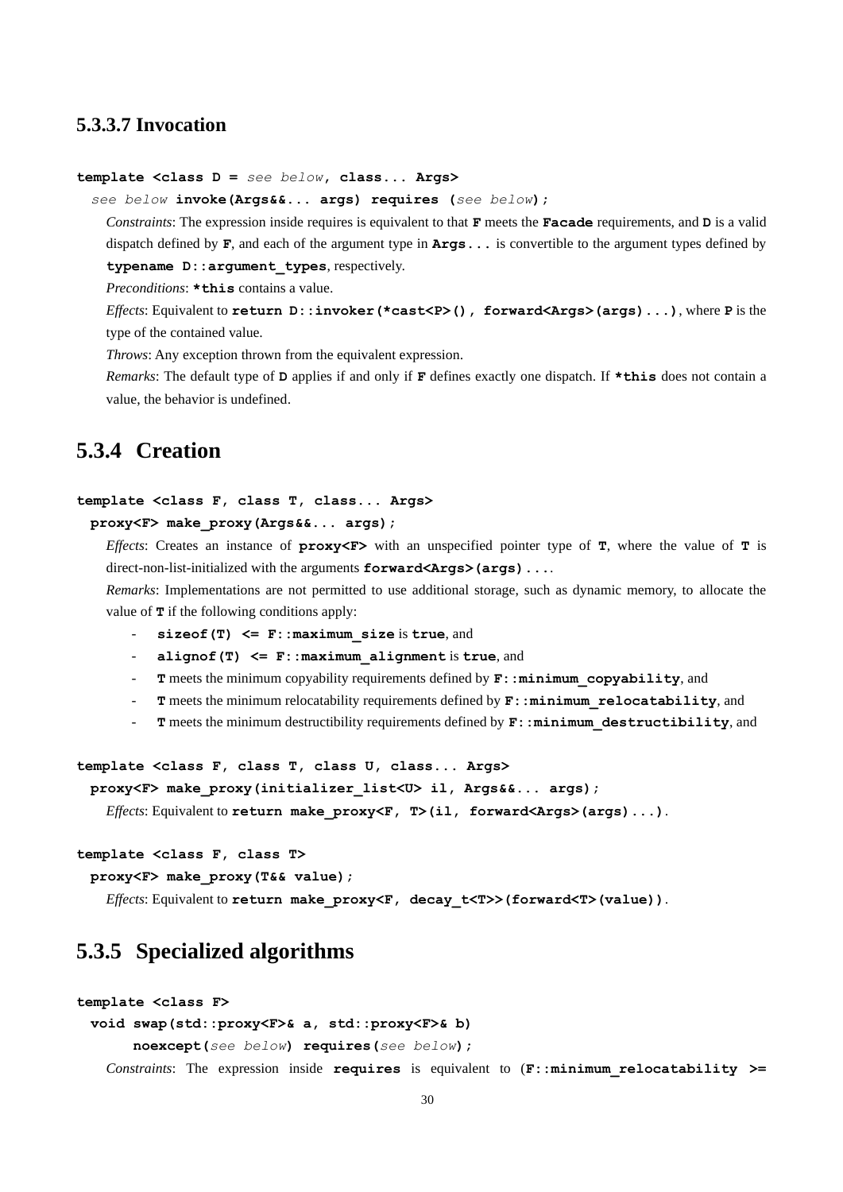### 5.3.3.7 Invocation

```
template <class D = see below, class... Args>
  see below invoke(Args&&... args) requires (see below);
```

*Constraints*: The expression inside requires is equivalent to that **F** meets the **Facade** requirements, and **D** is a valid dispatch defined by **F**, and each of the argument type in **Args...** is convertible to the argument types defined by **typename D::argument_types**, respectively.

*Preconditions*: **\*this** contains a value.

*Effects*: Equivalent to **return D::invoker(\*cast<P>(), forward<Args>(args)...)**, where **P** is the type of the contained value.

*Throws*: Any exception thrown from the equivalent expression.

*Remarks*: The default type of **D** applies if and only if **F** defines exactly one dispatch. If **\*this** does not contain a value, the behavior is undefined.

## 5.3.4 Creation

```
template <class F, class T, class... Args>
  proxy<F> make_proxy(Args&&... args);
```

*Effects*: Creates an instance of **proxy<F>** with an unspecified pointer type of **T**, where the value of **T** is direct-non-list-initialized with the arguments **forward<Args>(args)...**.

*Remarks*: Implementations are not permitted to use additional storage, such as dynamic memory, to allocate the value of **T** if the following conditions apply:

- **sizeof(T) <= F::maximum_size** is **true**, and
- **alignof(T) <= F::maximum_alignment** is **true**, and
- **T** meets the minimum copyability requirements defined by **F::minimum_copyability**, and
- **T** meets the minimum relocatability requirements defined by **F::minimum_relocatability**, and
- **T** meets the minimum destructibility requirements defined by **F::minimum_destructibility**, and

```
template <class F, class T, class U, class... Args>
  proxy<F> make_proxy(initializer_list<U> il, Args&&... args);
```

*Effects*: Equivalent to **return make_proxy<F, T>(il, forward<Args>(args)...)**.

```
template <class F, class T>
  proxy<F> make_proxy(T&& value);
```

*Effects*: Equivalent to **return make_proxy<F, decay_t<T>>(forward<T>(value))**.

## 5.3.5 Specialized algorithms

```
template <class F>
  void swap(std::proxy<F>& a, std::proxy<F>& b)
      noexcept(see below) requires(see below);
```

*Constraints*: The expression inside **requires** is equivalent to (**F::minimum_relocatability >=**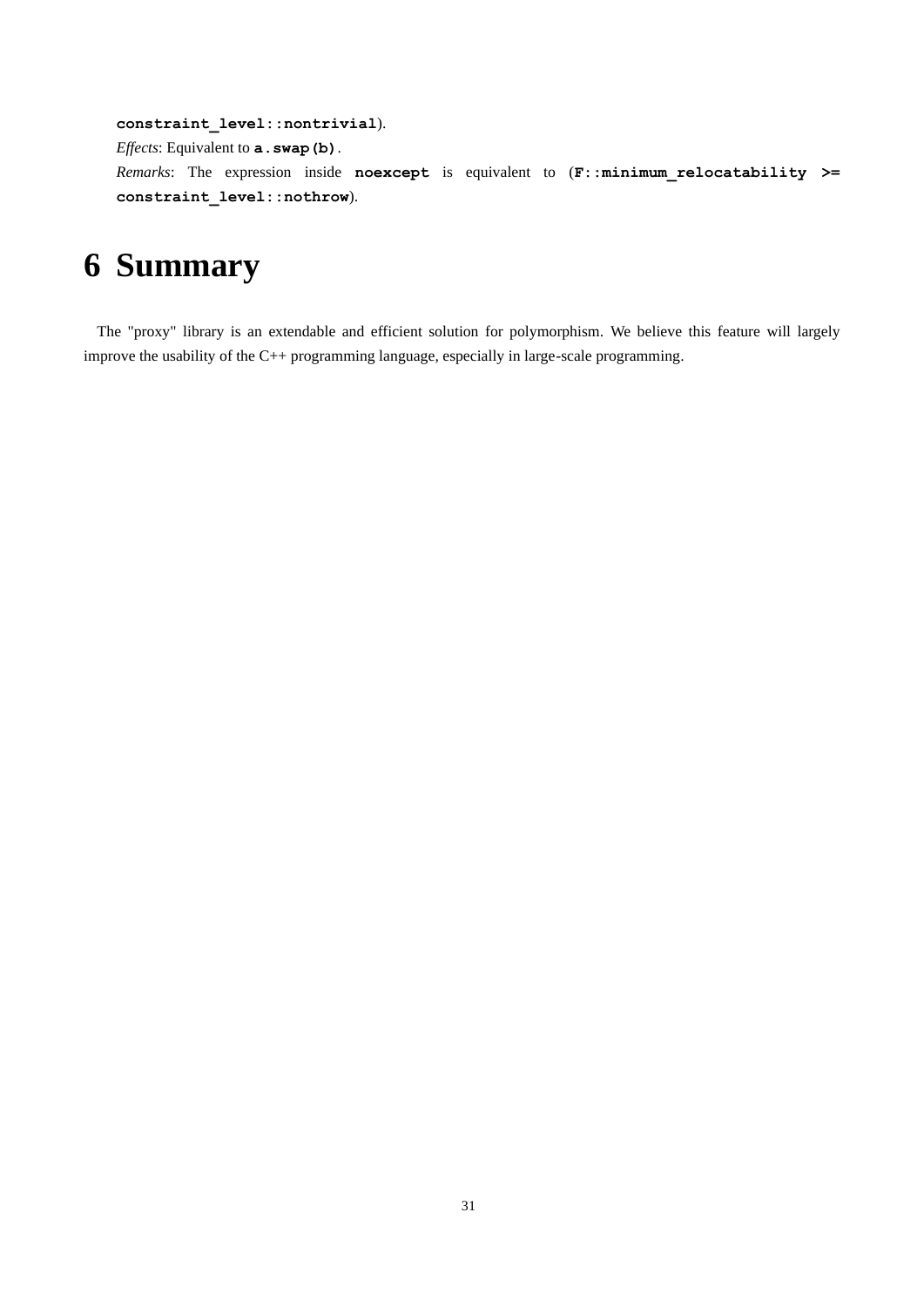**constraint_level::nontrivial**).

*Effects*: Equivalent to **a.swap(b)**.

*Remarks*: The expression inside **noexcept** is equivalent to (**F::minimum_relocatability >= constraint_level::nothrow**).

# 6 Summary

The "proxy" library is an extendable and efficient solution for polymorphism. We believe this feature will largely improve the usability of the C++ programming language, especially in large-scale programming.